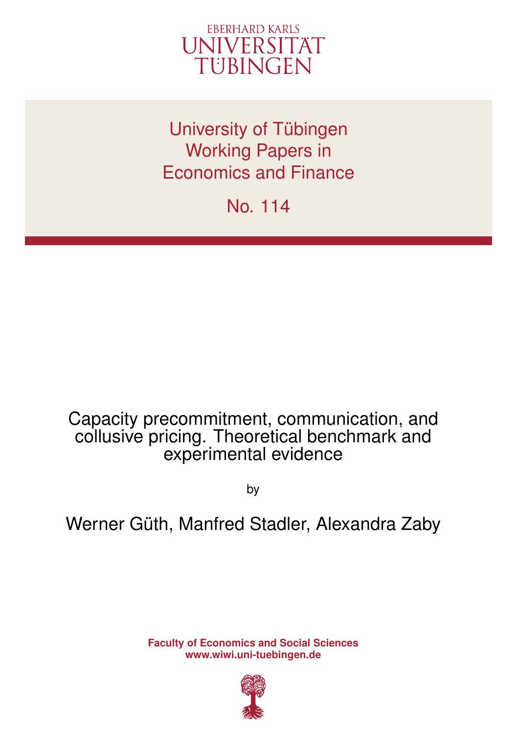EBERHARD KARLS
UNIVERSITÄT
TÜBINGEN

University of Tübingen
Working Papers in
Economics and Finance

No. 114

# Capacity precommitment, communication, and collusive pricing. Theoretical benchmark and experimental evidence

by

Werner Güth, Manfred Stadler, Alexandra Zaby

**Faculty of Economics and Social Sciences**
**www.wiwi.uni-tuebingen.de**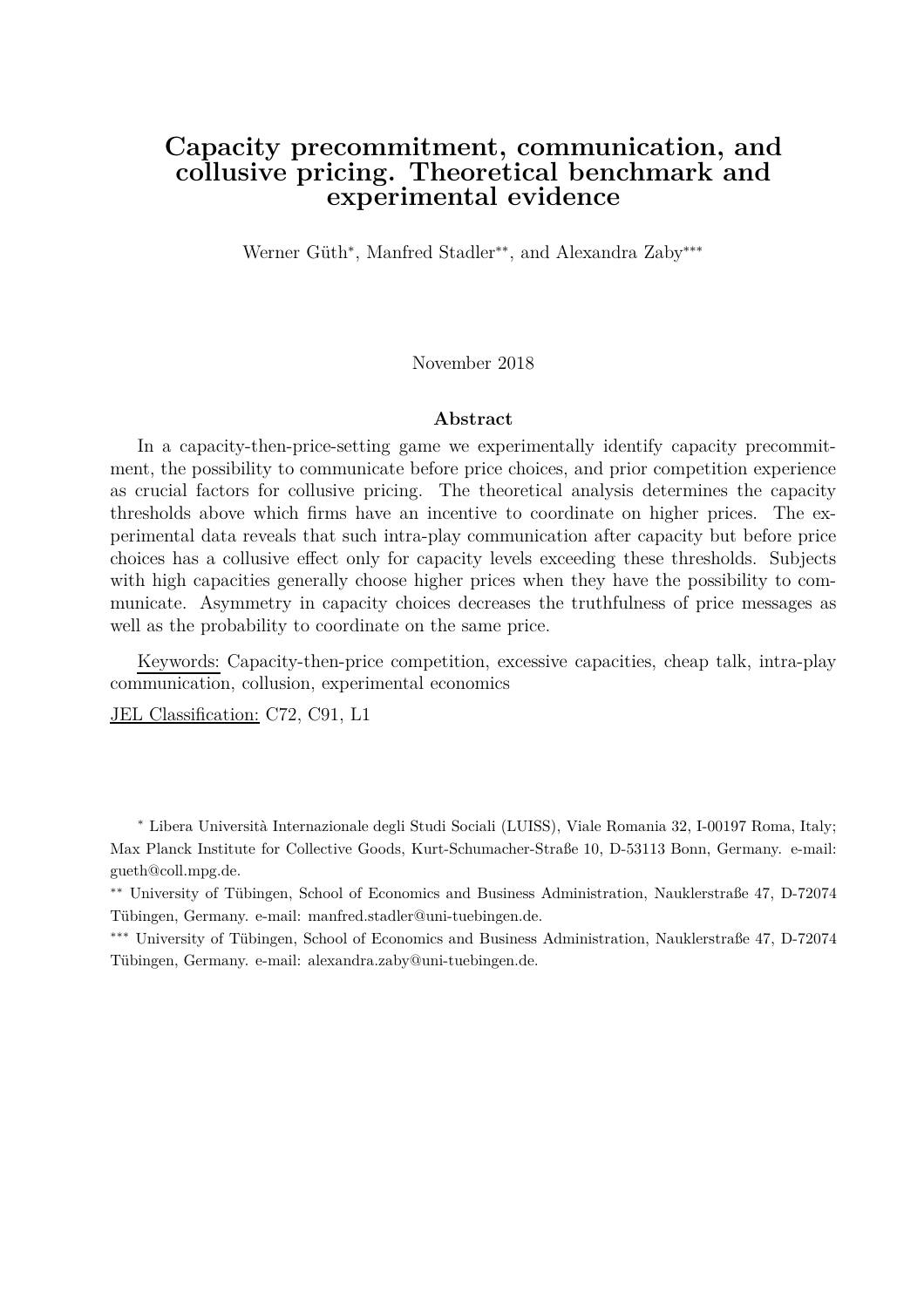# Capacity precommitment, communication, and collusive pricing. Theoretical benchmark and experimental evidence

Werner Güth[*], Manfred Stadler[**], and Alexandra Zaby[***]

November 2018

**Abstract**

In a capacity-then-price-setting game we experimentally identify capacity precommitment, the possibility to communicate before price choices, and prior competition experience as crucial factors for collusive pricing. The theoretical analysis determines the capacity thresholds above which firms have an incentive to coordinate on higher prices. The experimental data reveals that such intra-play communication after capacity but before price choices has a collusive effect only for capacity levels exceeding these thresholds. Subjects with high capacities generally choose higher prices when they have the possibility to communicate. Asymmetry in capacity choices decreases the truthfulness of price messages as well as the probability to coordinate on the same price.

Keywords: Capacity-then-price competition, excessive capacities, cheap talk, intra-play communication, collusion, experimental economics

JEL Classification: C72, C91, L1

[*] Libera Università Internazionale degli Studi Sociali (LUISS), Viale Romania 32, I-00197 Roma, Italy; Max Planck Institute for Collective Goods, Kurt-Schumacher-Straße 10, D-53113 Bonn, Germany. e-mail: gueth@coll.mpg.de.

[**] University of Tübingen, School of Economics and Business Administration, Nauklerstraße 47, D-72074 Tübingen, Germany. e-mail: manfred.stadler@uni-tuebingen.de.

[***] University of Tübingen, School of Economics and Business Administration, Nauklerstraße 47, D-72074 Tübingen, Germany. e-mail: alexandra.zaby@uni-tuebingen.de.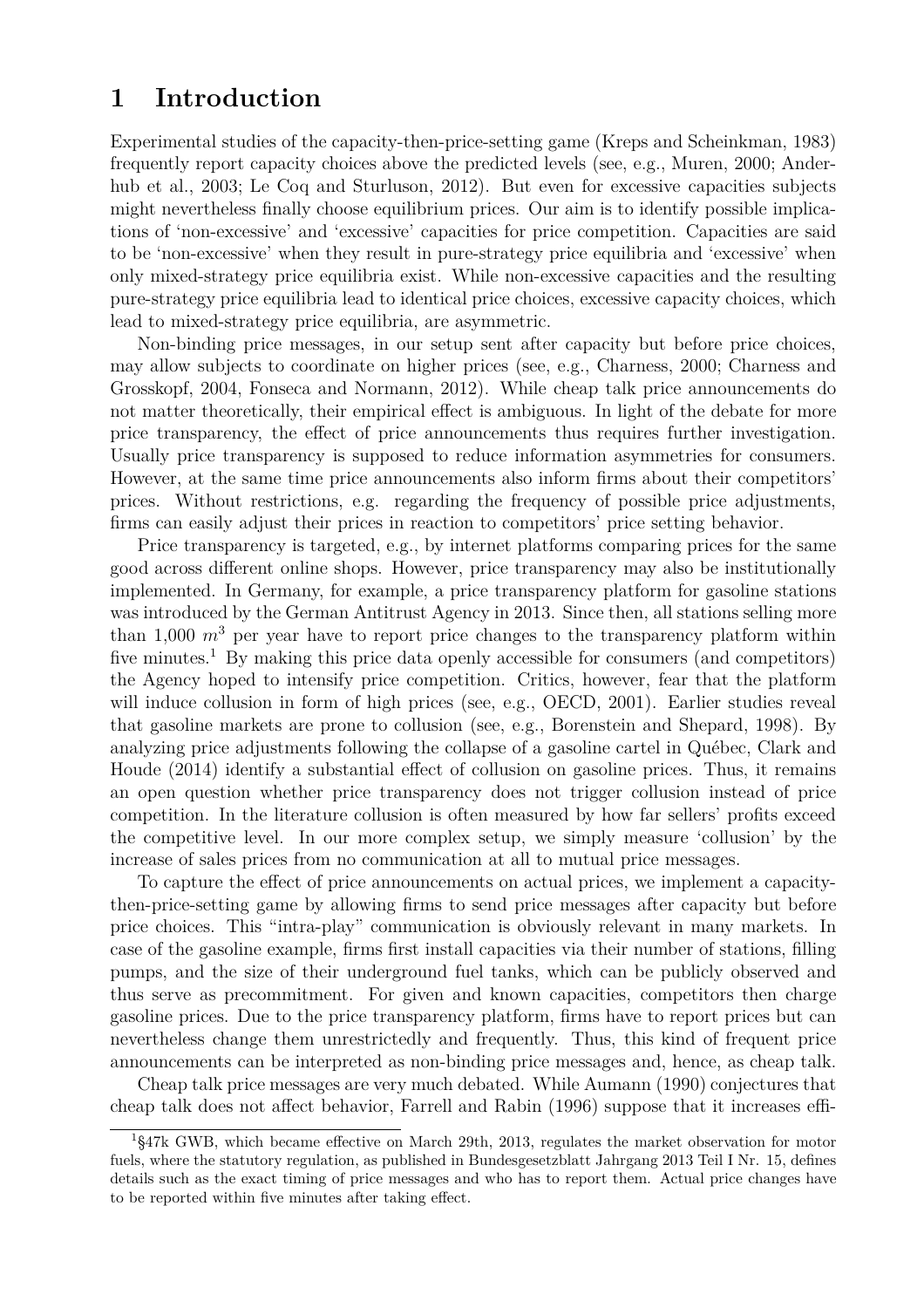# 1 Introduction

Experimental studies of the capacity-then-price-setting game (Kreps and Scheinkman, 1983) frequently report capacity choices above the predicted levels (see, e.g., Muren, 2000; Anderhub et al., 2003; Le Coq and Sturluson, 2012). But even for excessive capacities subjects might nevertheless finally choose equilibrium prices. Our aim is to identify possible implications of 'non-excessive' and 'excessive' capacities for price competition. Capacities are said to be 'non-excessive' when they result in pure-strategy price equilibria and 'excessive' when only mixed-strategy price equilibria exist. While non-excessive capacities and the resulting pure-strategy price equilibria lead to identical price choices, excessive capacity choices, which lead to mixed-strategy price equilibria, are asymmetric.

Non-binding price messages, in our setup sent after capacity but before price choices, may allow subjects to coordinate on higher prices (see, e.g., Charness, 2000; Charness and Grosskopf, 2004, Fonseca and Normann, 2012). While cheap talk price announcements do not matter theoretically, their empirical effect is ambiguous. In light of the debate for more price transparency, the effect of price announcements thus requires further investigation. Usually price transparency is supposed to reduce information asymmetries for consumers. However, at the same time price announcements also inform firms about their competitors' prices. Without restrictions, e.g. regarding the frequency of possible price adjustments, firms can easily adjust their prices in reaction to competitors' price setting behavior.

Price transparency is targeted, e.g., by internet platforms comparing prices for the same good across different online shops. However, price transparency may also be institutionally implemented. In Germany, for example, a price transparency platform for gasoline stations was introduced by the German Antitrust Agency in 2013. Since then, all stations selling more than 1,000 $m^3$ per year have to report price changes to the transparency platform within five minutes.[1] By making this price data openly accessible for consumers (and competitors) the Agency hoped to intensify price competition. Critics, however, fear that the platform will induce collusion in form of high prices (see, e.g., OECD, 2001). Earlier studies reveal that gasoline markets are prone to collusion (see, e.g., Borenstein and Shepard, 1998). By analyzing price adjustments following the collapse of a gasoline cartel in Québec, Clark and Houde (2014) identify a substantial effect of collusion on gasoline prices. Thus, it remains an open question whether price transparency does not trigger collusion instead of price competition. In the literature collusion is often measured by how far sellers' profits exceed the competitive level. In our more complex setup, we simply measure 'collusion' by the increase of sales prices from no communication at all to mutual price messages.

To capture the effect of price announcements on actual prices, we implement a capacity-then-price-setting game by allowing firms to send price messages after capacity but before price choices. This "intra-play" communication is obviously relevant in many markets. In case of the gasoline example, firms first install capacities via their number of stations, filling pumps, and the size of their underground fuel tanks, which can be publicly observed and thus serve as precommitment. For given and known capacities, competitors then charge gasoline prices. Due to the price transparency platform, firms have to report prices but can nevertheless change them unrestrictedly and frequently. Thus, this kind of frequent price announcements can be interpreted as non-binding price messages and, hence, as cheap talk.

Cheap talk price messages are very much debated. While Aumann (1990) conjectures that cheap talk does not affect behavior, Farrell and Rabin (1996) suppose that it increases effi-

[1] §47k GWB, which became effective on March 29th, 2013, regulates the market observation for motor fuels, where the statutory regulation, as published in Bundesgesetzblatt Jahrgang 2013 Teil I Nr. 15, defines details such as the exact timing of price messages and who has to report them. Actual price changes have to be reported within five minutes after taking effect.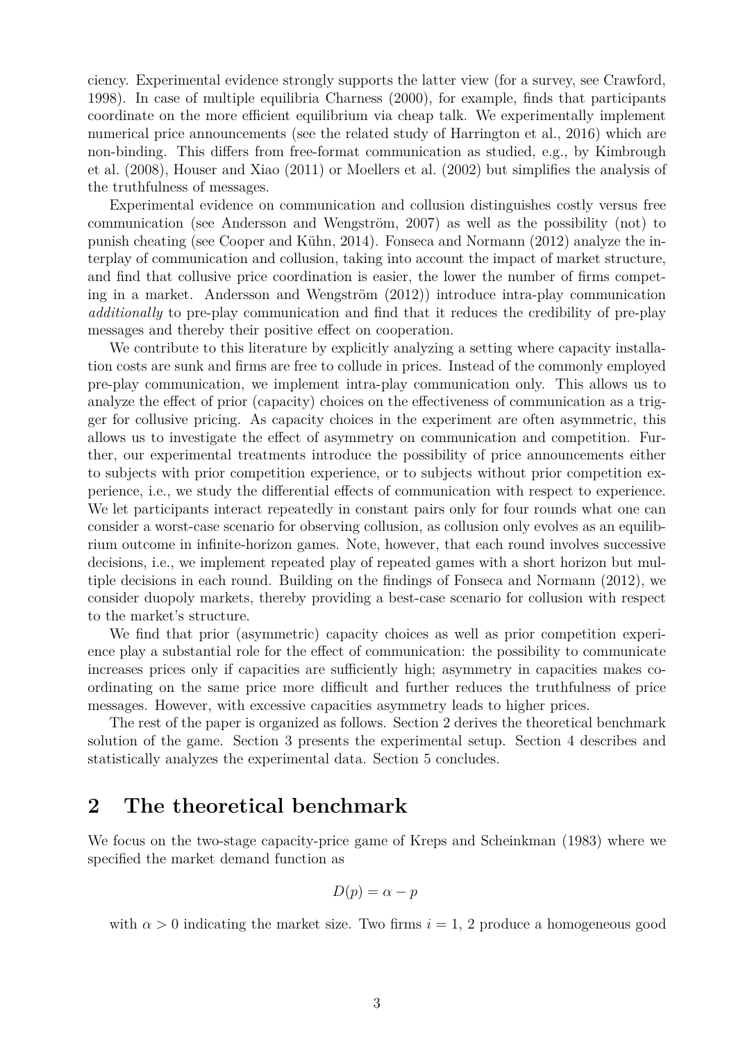ciency. Experimental evidence strongly supports the latter view (for a survey, see Crawford, 1998). In case of multiple equilibria Charness (2000), for example, finds that participants coordinate on the more efficient equilibrium via cheap talk. We experimentally implement numerical price announcements (see the related study of Harrington et al., 2016) which are non-binding. This differs from free-format communication as studied, e.g., by Kimbrough et al. (2008), Houser and Xiao (2011) or Moellers et al. (2002) but simplifies the analysis of the truthfulness of messages.

Experimental evidence on communication and collusion distinguishes costly versus free communication (see Andersson and Wengström, 2007) as well as the possibility (not) to punish cheating (see Cooper and Kühn, 2014). Fonseca and Normann (2012) analyze the interplay of communication and collusion, taking into account the impact of market structure, and find that collusive price coordination is easier, the lower the number of firms competing in a market. Andersson and Wengström (2012)) introduce intra-play communication *additionally* to pre-play communication and find that it reduces the credibility of pre-play messages and thereby their positive effect on cooperation.

We contribute to this literature by explicitly analyzing a setting where capacity installation costs are sunk and firms are free to collude in prices. Instead of the commonly employed pre-play communication, we implement intra-play communication only. This allows us to analyze the effect of prior (capacity) choices on the effectiveness of communication as a trigger for collusive pricing. As capacity choices in the experiment are often asymmetric, this allows us to investigate the effect of asymmetry on communication and competition. Further, our experimental treatments introduce the possibility of price announcements either to subjects with prior competition experience, or to subjects without prior competition experience, i.e., we study the differential effects of communication with respect to experience. We let participants interact repeatedly in constant pairs only for four rounds what one can consider a worst-case scenario for observing collusion, as collusion only evolves as an equilibrium outcome in infinite-horizon games. Note, however, that each round involves successive decisions, i.e., we implement repeated play of repeated games with a short horizon but multiple decisions in each round. Building on the findings of Fonseca and Normann (2012), we consider duopoly markets, thereby providing a best-case scenario for collusion with respect to the market's structure.

We find that prior (asymmetric) capacity choices as well as prior competition experience play a substantial role for the effect of communication: the possibility to communicate increases prices only if capacities are sufficiently high; asymmetry in capacities makes coordinating on the same price more difficult and further reduces the truthfulness of price messages. However, with excessive capacities asymmetry leads to higher prices.

The rest of the paper is organized as follows. Section 2 derives the theoretical benchmark solution of the game. Section 3 presents the experimental setup. Section 4 describes and statistically analyzes the experimental data. Section 5 concludes.

## 2 The theoretical benchmark

We focus on the two-stage capacity-price game of Kreps and Scheinkman (1983) where we specified the market demand function as

$$D(p) = \alpha - p$$

with $\alpha > 0$ indicating the market size. Two firms $i = 1, 2$ produce a homogeneous good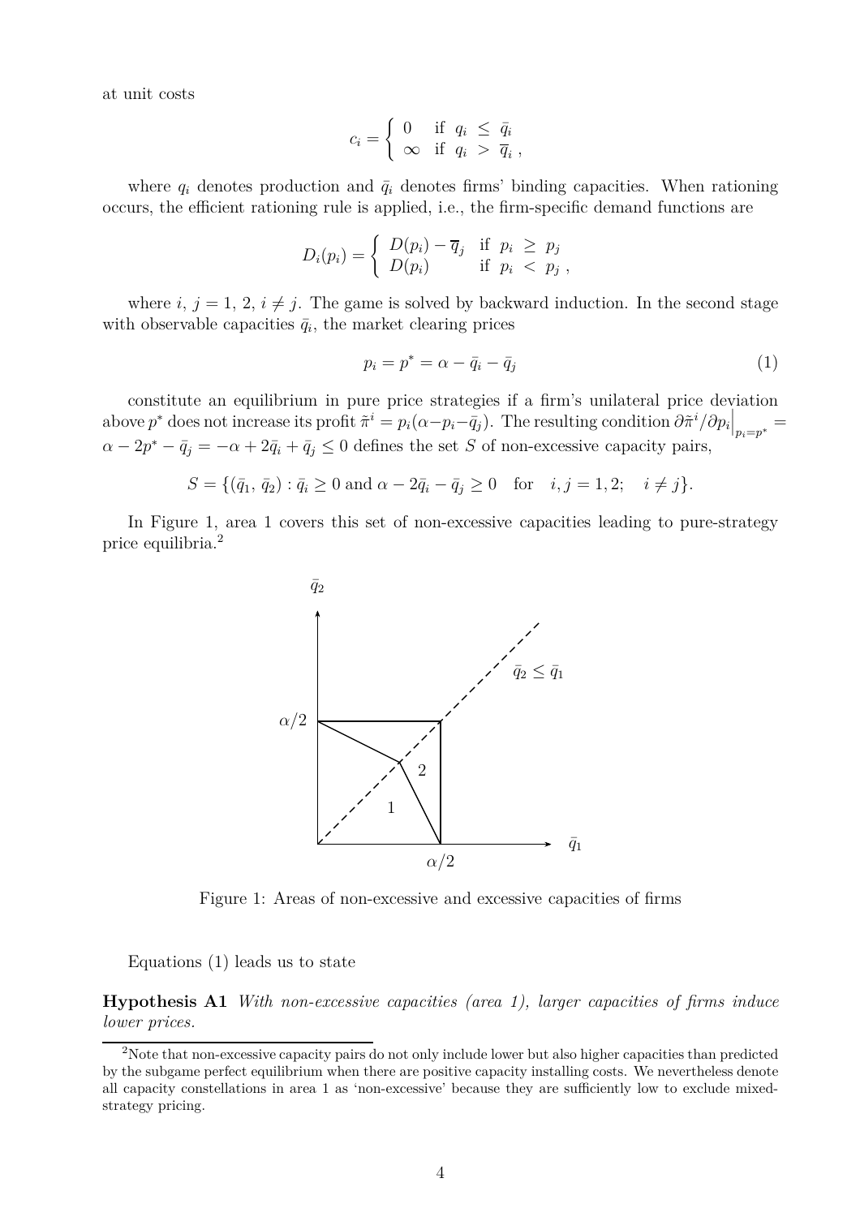at unit costs

$$c_i = \begin{cases} 0 & \text{if } q_i \leq \bar{q}_i \\ \infty & \text{if } q_i > \overline{q}_i \,, \end{cases}$$

where $q_i$ denotes production and $\bar{q}_i$ denotes firms' binding capacities. When rationing occurs, the efficient rationing rule is applied, i.e., the firm-specific demand functions are

$$D_i(p_i) = \begin{cases} D(p_i) - \overline{q}_j & \text{if } p_i \geq p_j \\ D(p_i) & \text{if } p_i < p_j \,, \end{cases}$$

where $i$, $j = 1, 2$, $i \neq j$. The game is solved by backward induction. In the second stage with observable capacities $\bar{q}_i$, the market clearing prices

$$p_i = p^* = \alpha - \bar{q}_i - \bar{q}_j \tag{1}$$

constitute an equilibrium in pure price strategies if a firm's unilateral price deviation above $p^*$ does not increase its profit $\tilde{\pi}^i = p_i(\alpha - p_i - \bar{q}_j)$. The resulting condition $\partial\tilde{\pi}^i/\partial p_i\big|_{p_i=p^*} = \alpha - 2p^* - \bar{q}_j = -\alpha + 2\bar{q}_i + \bar{q}_j \leq 0$ defines the set $S$ of non-excessive capacity pairs,

$$S = \{(\bar{q}_1, \bar{q}_2) : \bar{q}_i \geq 0 \text{ and } \alpha - 2\bar{q}_i - \bar{q}_j \geq 0 \quad \text{for} \quad i, j = 1, 2; \quad i \neq j\}.$$

In Figure 1, area 1 covers this set of non-excessive capacities leading to pure-strategy price equilibria.[2]

Figure 1: Areas of non-excessive and excessive capacities of firms

Equations (1) leads us to state

**Hypothesis A1** *With non-excessive capacities (area 1), larger capacities of firms induce lower prices.*

[2]Note that non-excessive capacity pairs do not only include lower but also higher capacities than predicted by the subgame perfect equilibrium when there are positive capacity installing costs. We nevertheless denote all capacity constellations in area 1 as 'non-excessive' because they are sufficiently low to exclude mixed-strategy pricing.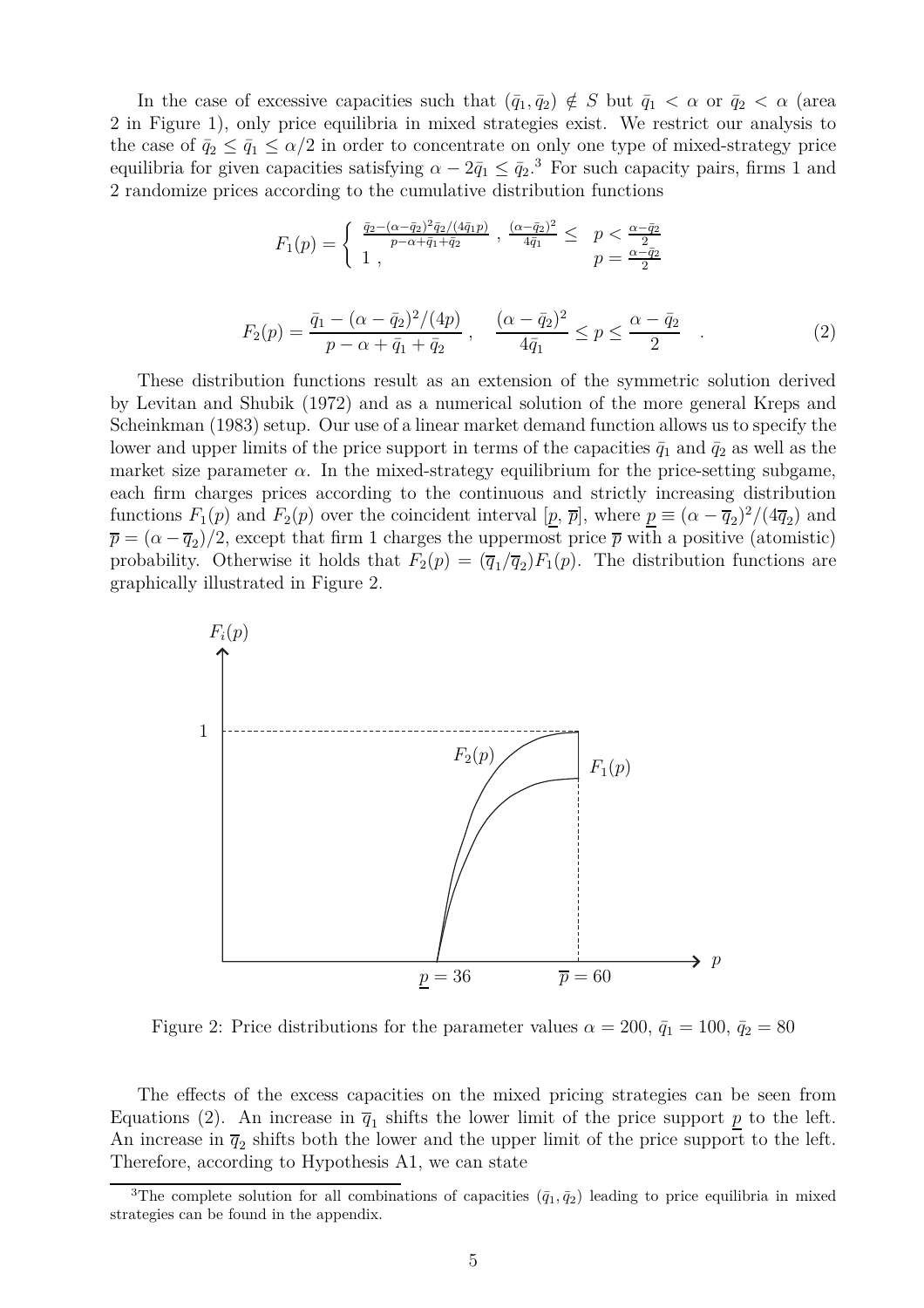In the case of excessive capacities such that $(\bar{q}_1, \bar{q}_2) \notin S$ but $\bar{q}_1 < \alpha$ or $\bar{q}_2 < \alpha$ (area 2 in Figure 1), only price equilibria in mixed strategies exist. We restrict our analysis to the case of $\bar{q}_2 \leq \bar{q}_1 \leq \alpha/2$ in order to concentrate on only one type of mixed-strategy price equilibria for given capacities satisfying $\alpha - 2\bar{q}_1 \leq \bar{q}_2$.[3] For such capacity pairs, firms 1 and 2 randomize prices according to the cumulative distribution functions

$$F_1(p) = \begin{cases} \frac{\bar{q}_2 - (\alpha - \bar{q}_2)^2 \bar{q}_2/(4\bar{q}_1 p)}{p - \alpha + \bar{q}_1 + \bar{q}_2}, & \frac{(\alpha - \bar{q}_2)^2}{4\bar{q}_1} \leq p < \frac{\alpha - \bar{q}_2}{2} \\ 1, & p = \frac{\alpha - \bar{q}_2}{2} \end{cases}$$

$$F_2(p) = \frac{\bar{q}_1 - (\alpha - \bar{q}_2)^2/(4p)}{p - \alpha + \bar{q}_1 + \bar{q}_2}, \quad \frac{(\alpha - \bar{q}_2)^2}{4\bar{q}_1} \leq p \leq \frac{\alpha - \bar{q}_2}{2} \quad . \tag{2}$$

These distribution functions result as an extension of the symmetric solution derived by Levitan and Shubik (1972) and as a numerical solution of the more general Kreps and Scheinkman (1983) setup. Our use of a linear market demand function allows us to specify the lower and upper limits of the price support in terms of the capacities $\bar{q}_1$ and $\bar{q}_2$ as well as the market size parameter $\alpha$. In the mixed-strategy equilibrium for the price-setting subgame, each firm charges prices according to the continuous and strictly increasing distribution functions $F_1(p)$ and $F_2(p)$ over the coincident interval $[\underline{p}, \overline{p}]$, where $\underline{p} \equiv (\alpha - \overline{q}_2)^2/(4\overline{q}_2)$ and $\overline{p} = (\alpha - \overline{q}_2)/2$, except that firm 1 charges the uppermost price $\overline{p}$ with a positive (atomistic) probability. Otherwise it holds that $F_2(p) = (\overline{q}_1/\overline{q}_2)F_1(p)$. The distribution functions are graphically illustrated in Figure 2.

Figure 2: Price distributions for the parameter values $\alpha = 200$, $\bar{q}_1 = 100$, $\bar{q}_2 = 80$

The effects of the excess capacities on the mixed pricing strategies can be seen from Equations (2). An increase in $\overline{q}_1$ shifts the lower limit of the price support $\underline{p}$ to the left. An increase in $\overline{q}_2$ shifts both the lower and the upper limit of the price support to the left. Therefore, according to Hypothesis A1, we can state

[3] The complete solution for all combinations of capacities $(\bar{q}_1, \bar{q}_2)$ leading to price equilibria in mixed strategies can be found in the appendix.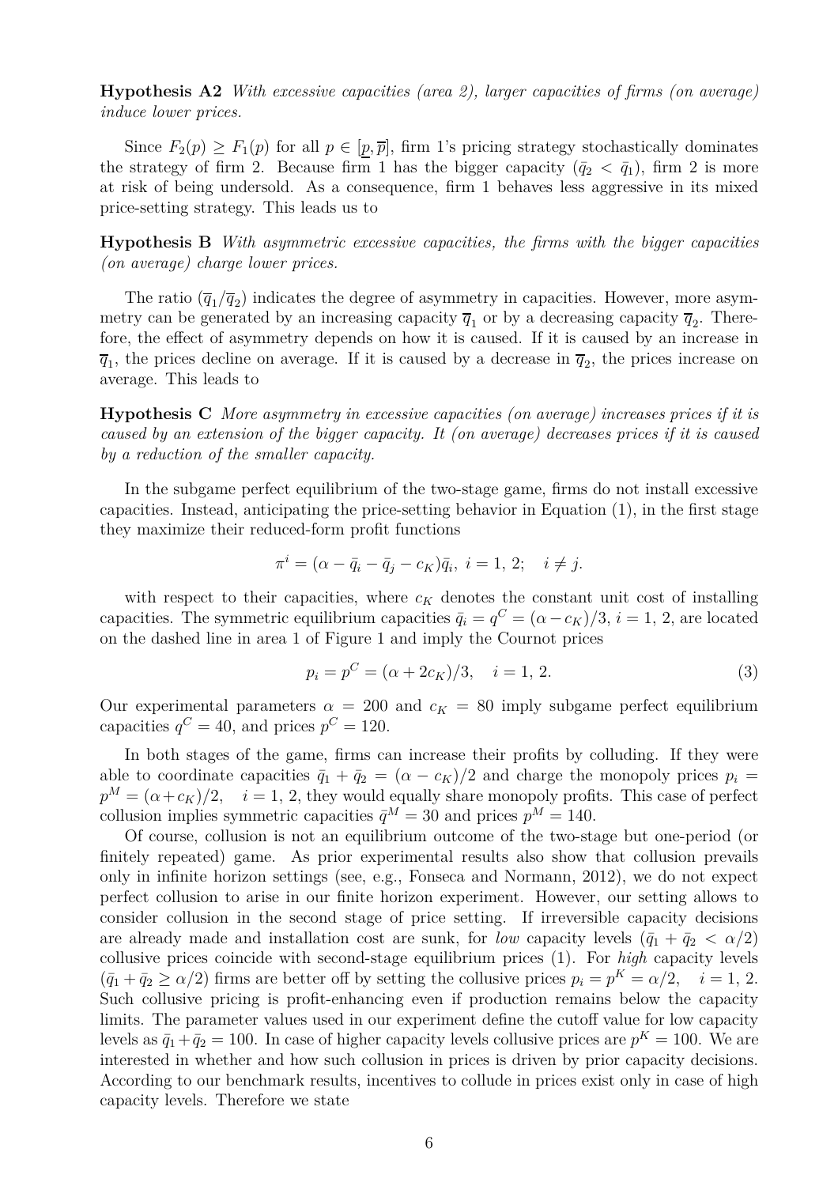**Hypothesis A2** *With excessive capacities (area 2), larger capacities of firms (on average) induce lower prices.*

Since $F_2(p) \geq F_1(p)$ for all $p \in [\underline{p}, \overline{p}]$, firm 1's pricing strategy stochastically dominates the strategy of firm 2. Because firm 1 has the bigger capacity ($\bar{q}_2 < \bar{q}_1$), firm 2 is more at risk of being undersold. As a consequence, firm 1 behaves less aggressive in its mixed price-setting strategy. This leads us to

**Hypothesis B** *With asymmetric excessive capacities, the firms with the bigger capacities (on average) charge lower prices.*

The ratio ($\overline{q}_1/\overline{q}_2$) indicates the degree of asymmetry in capacities. However, more asymmetry can be generated by an increasing capacity $\overline{q}_1$ or by a decreasing capacity $\overline{q}_2$. Therefore, the effect of asymmetry depends on how it is caused. If it is caused by an increase in $\overline{q}_1$, the prices decline on average. If it is caused by a decrease in $\overline{q}_2$, the prices increase on average. This leads to

**Hypothesis C** *More asymmetry in excessive capacities (on average) increases prices if it is caused by an extension of the bigger capacity. It (on average) decreases prices if it is caused by a reduction of the smaller capacity.*

In the subgame perfect equilibrium of the two-stage game, firms do not install excessive capacities. Instead, anticipating the price-setting behavior in Equation (1), in the first stage they maximize their reduced-form profit functions

$$\pi^i = (\alpha - \bar{q}_i - \bar{q}_j - c_K)\bar{q}_i, \; i = 1, 2; \quad i \neq j.$$

with respect to their capacities, where $c_K$ denotes the constant unit cost of installing capacities. The symmetric equilibrium capacities $\bar{q}_i = q^C = (\alpha - c_K)/3$, $i = 1, 2$, are located on the dashed line in area 1 of Figure 1 and imply the Cournot prices

$$p_i = p^C = (\alpha + 2c_K)/3, \quad i = 1, 2. \tag{3}$$

Our experimental parameters $\alpha = 200$ and $c_K = 80$ imply subgame perfect equilibrium capacities $q^C = 40$, and prices $p^C = 120$.

In both stages of the game, firms can increase their profits by colluding. If they were able to coordinate capacities $\bar{q}_1 + \bar{q}_2 = (\alpha - c_K)/2$ and charge the monopoly prices $p_i = p^M = (\alpha + c_K)/2, \quad i = 1, 2$, they would equally share monopoly profits. This case of perfect collusion implies symmetric capacities $\bar{q}^M = 30$ and prices $p^M = 140$.

Of course, collusion is not an equilibrium outcome of the two-stage but one-period (or finitely repeated) game. As prior experimental results also show that collusion prevails only in infinite horizon settings (see, e.g., Fonseca and Normann, 2012), we do not expect perfect collusion to arise in our finite horizon experiment. However, our setting allows to consider collusion in the second stage of price setting. If irreversible capacity decisions are already made and installation cost are sunk, for *low* capacity levels ($\bar{q}_1 + \bar{q}_2 < \alpha/2$) collusive prices coincide with second-stage equilibrium prices (1). For *high* capacity levels ($\bar{q}_1 + \bar{q}_2 \geq \alpha/2$) firms are better off by setting the collusive prices $p_i = p^K = \alpha/2, \quad i = 1, 2$. Such collusive pricing is profit-enhancing even if production remains below the capacity limits. The parameter values used in our experiment define the cutoff value for low capacity levels as $\bar{q}_1 + \bar{q}_2 = 100$. In case of higher capacity levels collusive prices are $p^K = 100$. We are interested in whether and how such collusion in prices is driven by prior capacity decisions. According to our benchmark results, incentives to collude in prices exist only in case of high capacity levels. Therefore we state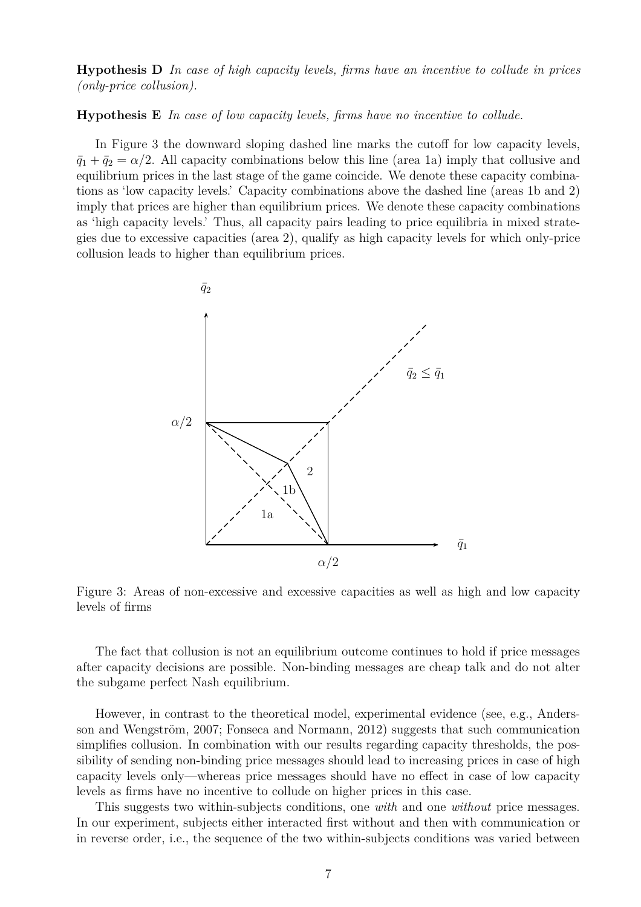**Hypothesis D** *In case of high capacity levels, firms have an incentive to collude in prices (only-price collusion).*

**Hypothesis E** *In case of low capacity levels, firms have no incentive to collude.*

In Figure 3 the downward sloping dashed line marks the cutoff for low capacity levels, $\bar{q}_1 + \bar{q}_2 = \alpha/2$. All capacity combinations below this line (area 1a) imply that collusive and equilibrium prices in the last stage of the game coincide. We denote these capacity combinations as 'low capacity levels.' Capacity combinations above the dashed line (areas 1b and 2) imply that prices are higher than equilibrium prices. We denote these capacity combinations as 'high capacity levels.' Thus, all capacity pairs leading to price equilibria in mixed strategies due to excessive capacities (area 2), qualify as high capacity levels for which only-price collusion leads to higher than equilibrium prices.

Figure 3: Areas of non-excessive and excessive capacities as well as high and low capacity levels of firms

The fact that collusion is not an equilibrium outcome continues to hold if price messages after capacity decisions are possible. Non-binding messages are cheap talk and do not alter the subgame perfect Nash equilibrium.

However, in contrast to the theoretical model, experimental evidence (see, e.g., Andersson and Wengström, 2007; Fonseca and Normann, 2012) suggests that such communication simplifies collusion. In combination with our results regarding capacity thresholds, the possibility of sending non-binding price messages should lead to increasing prices in case of high capacity levels only—whereas price messages should have no effect in case of low capacity levels as firms have no incentive to collude on higher prices in this case.

This suggests two within-subjects conditions, one *with* and one *without* price messages. In our experiment, subjects either interacted first without and then with communication or in reverse order, i.e., the sequence of the two within-subjects conditions was varied between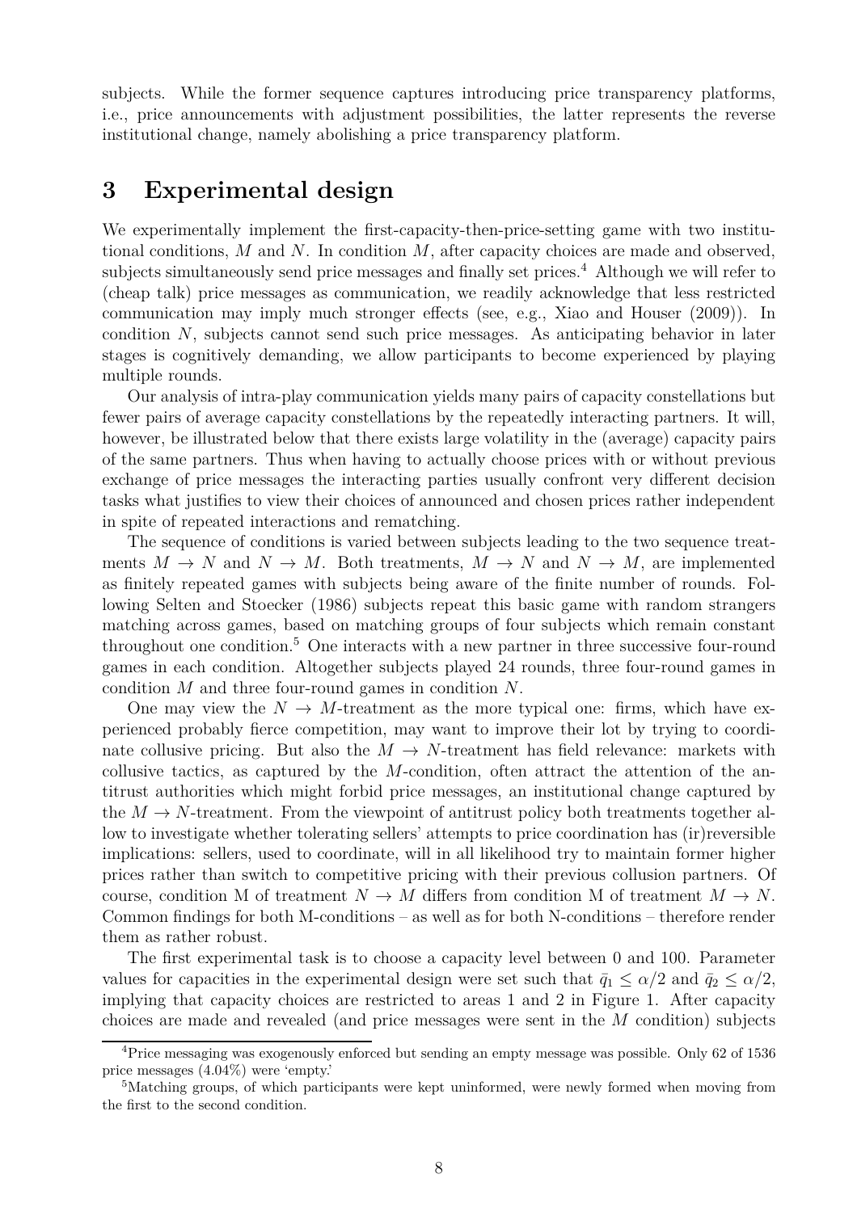subjects. While the former sequence captures introducing price transparency platforms, i.e., price announcements with adjustment possibilities, the latter represents the reverse institutional change, namely abolishing a price transparency platform.

# 3 Experimental design

We experimentally implement the first-capacity-then-price-setting game with two institutional conditions, $M$ and $N$. In condition $M$, after capacity choices are made and observed, subjects simultaneously send price messages and finally set prices.[4] Although we will refer to (cheap talk) price messages as communication, we readily acknowledge that less restricted communication may imply much stronger effects (see, e.g., Xiao and Houser (2009)). In condition $N$, subjects cannot send such price messages. As anticipating behavior in later stages is cognitively demanding, we allow participants to become experienced by playing multiple rounds.

Our analysis of intra-play communication yields many pairs of capacity constellations but fewer pairs of average capacity constellations by the repeatedly interacting partners. It will, however, be illustrated below that there exists large volatility in the (average) capacity pairs of the same partners. Thus when having to actually choose prices with or without previous exchange of price messages the interacting parties usually confront very different decision tasks what justifies to view their choices of announced and chosen prices rather independent in spite of repeated interactions and rematching.

The sequence of conditions is varied between subjects leading to the two sequence treatments $M \to N$ and $N \to M$. Both treatments, $M \to N$ and $N \to M$, are implemented as finitely repeated games with subjects being aware of the finite number of rounds. Following Selten and Stoecker (1986) subjects repeat this basic game with random strangers matching across games, based on matching groups of four subjects which remain constant throughout one condition.[5] One interacts with a new partner in three successive four-round games in each condition. Altogether subjects played 24 rounds, three four-round games in condition $M$ and three four-round games in condition $N$.

One may view the $N \to M$-treatment as the more typical one: firms, which have experienced probably fierce competition, may want to improve their lot by trying to coordinate collusive pricing. But also the $M \to N$-treatment has field relevance: markets with collusive tactics, as captured by the $M$-condition, often attract the attention of the antitrust authorities which might forbid price messages, an institutional change captured by the $M \to N$-treatment. From the viewpoint of antitrust policy both treatments together allow to investigate whether tolerating sellers' attempts to price coordination has (ir)reversible implications: sellers, used to coordinate, will in all likelihood try to maintain former higher prices rather than switch to competitive pricing with their previous collusion partners. Of course, condition M of treatment $N \to M$ differs from condition M of treatment $M \to N$. Common findings for both M-conditions – as well as for both N-conditions – therefore render them as rather robust.

The first experimental task is to choose a capacity level between 0 and 100. Parameter values for capacities in the experimental design were set such that $\bar{q}_1 \leq \alpha/2$ and $\bar{q}_2 \leq \alpha/2$, implying that capacity choices are restricted to areas 1 and 2 in Figure 1. After capacity choices are made and revealed (and price messages were sent in the $M$ condition) subjects

[4] Price messaging was exogenously enforced but sending an empty message was possible. Only 62 of 1536 price messages (4.04%) were 'empty.'

[5] Matching groups, of which participants were kept uninformed, were newly formed when moving from the first to the second condition.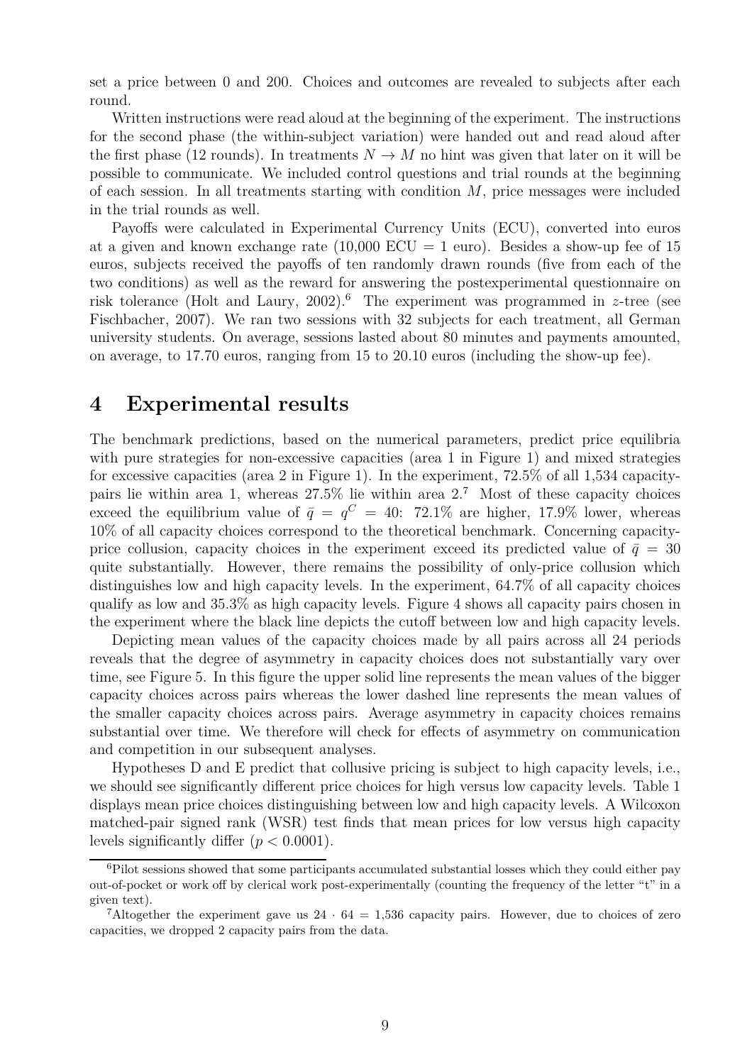set a price between 0 and 200. Choices and outcomes are revealed to subjects after each round.

Written instructions were read aloud at the beginning of the experiment. The instructions for the second phase (the within-subject variation) were handed out and read aloud after the first phase (12 rounds). In treatments $N \rightarrow M$ no hint was given that later on it will be possible to communicate. We included control questions and trial rounds at the beginning of each session. In all treatments starting with condition $M$, price messages were included in the trial rounds as well.

Payoffs were calculated in Experimental Currency Units (ECU), converted into euros at a given and known exchange rate (10,000 ECU = 1 euro). Besides a show-up fee of 15 euros, subjects received the payoffs of ten randomly drawn rounds (five from each of the two conditions) as well as the reward for answering the postexperimental questionnaire on risk tolerance (Holt and Laury, 2002).[6] The experiment was programmed in *z*-tree (see Fischbacher, 2007). We ran two sessions with 32 subjects for each treatment, all German university students. On average, sessions lasted about 80 minutes and payments amounted, on average, to 17.70 euros, ranging from 15 to 20.10 euros (including the show-up fee).

## 4 Experimental results

The benchmark predictions, based on the numerical parameters, predict price equilibria with pure strategies for non-excessive capacities (area 1 in Figure 1) and mixed strategies for excessive capacities (area 2 in Figure 1). In the experiment, 72.5% of all 1,534 capacity-pairs lie within area 1, whereas 27.5% lie within area 2.[7] Most of these capacity choices exceed the equilibrium value of $\bar{q} = q^C = 40$: 72.1% are higher, 17.9% lower, whereas 10% of all capacity choices correspond to the theoretical benchmark. Concerning capacity-price collusion, capacity choices in the experiment exceed its predicted value of $\bar{q} = 30$ quite substantially. However, there remains the possibility of only-price collusion which distinguishes low and high capacity levels. In the experiment, 64.7% of all capacity choices qualify as low and 35.3% as high capacity levels. Figure 4 shows all capacity pairs chosen in the experiment where the black line depicts the cutoff between low and high capacity levels.

Depicting mean values of the capacity choices made by all pairs across all 24 periods reveals that the degree of asymmetry in capacity choices does not substantially vary over time, see Figure 5. In this figure the upper solid line represents the mean values of the bigger capacity choices across pairs whereas the lower dashed line represents the mean values of the smaller capacity choices across pairs. Average asymmetry in capacity choices remains substantial over time. We therefore will check for effects of asymmetry on communication and competition in our subsequent analyses.

Hypotheses D and E predict that collusive pricing is subject to high capacity levels, i.e., we should see significantly different price choices for high versus low capacity levels. Table 1 displays mean price choices distinguishing between low and high capacity levels. A Wilcoxon matched-pair signed rank (WSR) test finds that mean prices for low versus high capacity levels significantly differ ($p < 0.0001$).

[6] Pilot sessions showed that some participants accumulated substantial losses which they could either pay out-of-pocket or work off by clerical work post-experimentally (counting the frequency of the letter "t" in a given text).

[7] Altogether the experiment gave us $24 \cdot 64 = 1{,}536$ capacity pairs. However, due to choices of zero capacities, we dropped 2 capacity pairs from the data.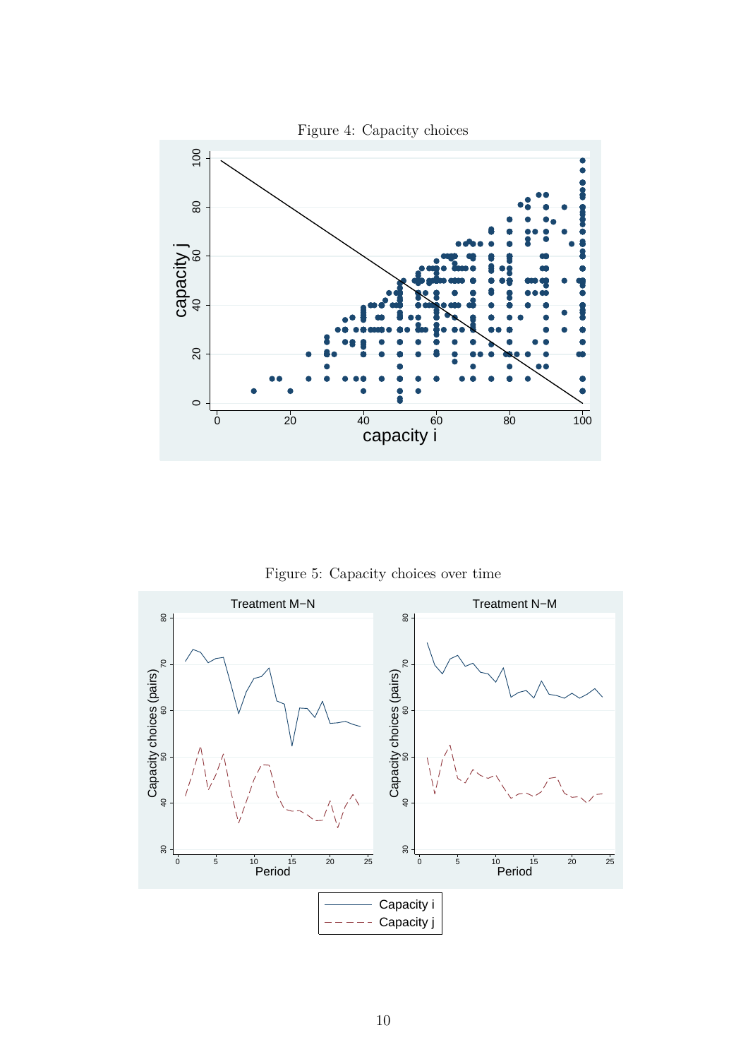Figure 4: Capacity choices

Figure 5: Capacity choices over time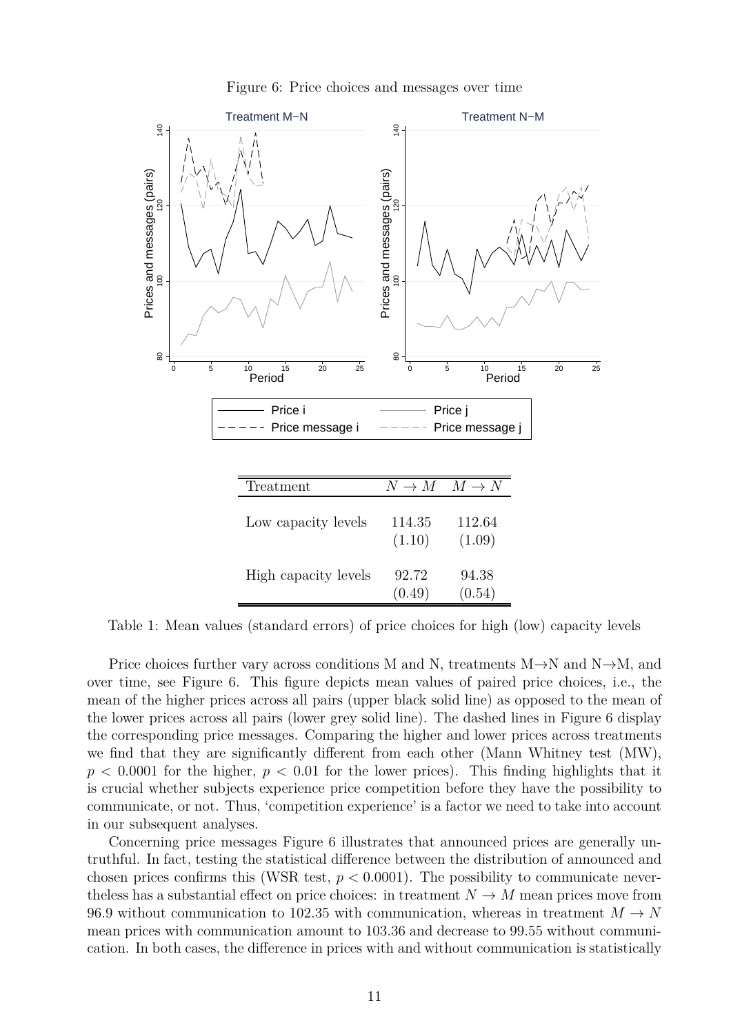Figure 6: Price choices and messages over time

| Treatment | $N \to M$ | $M \to N$ |
|---|---|---|
| Low capacity levels | 114.35 | 112.64 |
| | (1.10) | (1.09) |
| High capacity levels | 92.72 | 94.38 |
| | (0.49) | (0.54) |

Table 1: Mean values (standard errors) of price choices for high (low) capacity levels

Price choices further vary across conditions M and N, treatments M→N and N→M, and over time, see Figure 6. This figure depicts mean values of paired price choices, i.e., the mean of the higher prices across all pairs (upper black solid line) as opposed to the mean of the lower prices across all pairs (lower grey solid line). The dashed lines in Figure 6 display the corresponding price messages. Comparing the higher and lower prices across treatments we find that they are significantly different from each other (Mann Whitney test (MW), $p < 0.0001$ for the higher, $p < 0.01$ for the lower prices). This finding highlights that it is crucial whether subjects experience price competition before they have the possibility to communicate, or not. Thus, 'competition experience' is a factor we need to take into account in our subsequent analyses.

Concerning price messages Figure 6 illustrates that announced prices are generally untruthful. In fact, testing the statistical difference between the distribution of announced and chosen prices confirms this (WSR test, $p < 0.0001$). The possibility to communicate nevertheless has a substantial effect on price choices: in treatment $N \to M$ mean prices move from 96.9 without communication to 102.35 with communication, whereas in treatment $M \to N$ mean prices with communication amount to 103.36 and decrease to 99.55 without communication. In both cases, the difference in prices with and without communication is statistically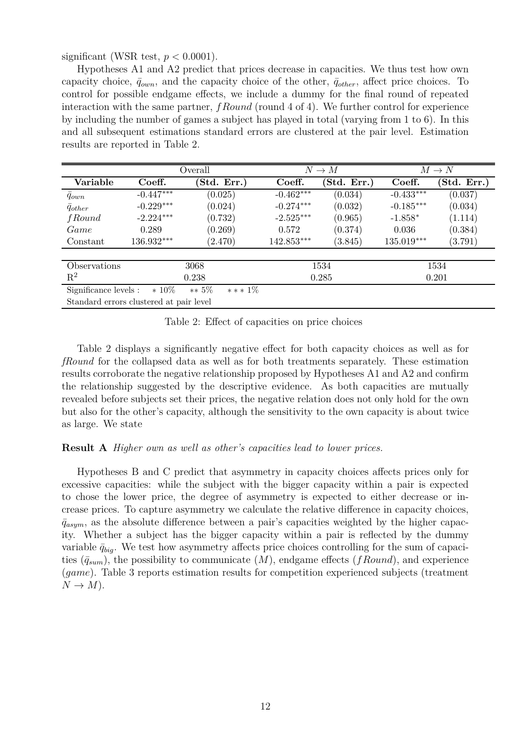significant (WSR test, $p < 0.0001$).

Hypotheses A1 and A2 predict that prices decrease in capacities. We thus test how own capacity choice, $\bar{q}_{own}$, and the capacity choice of the other, $\bar{q}_{other}$, affect price choices. To control for possible endgame effects, we include a dummy for the final round of repeated interaction with the same partner, $fRound$ (round 4 of 4). We further control for experience by including the number of games a subject has played in total (varying from 1 to 6). In this and all subsequent estimations standard errors are clustered at the pair level. Estimation results are reported in Table 2.

| | Overall | | $N \rightarrow M$ | | $M \rightarrow N$ | |
|---|---|---|---|---|---|---|
| **Variable** | **Coeff.** | **(Std. Err.)** | **Coeff.** | **(Std. Err.)** | **Coeff.** | **(Std. Err.)** |
| $\bar{q}_{own}$ | -0.447*** | (0.025) | -0.462*** | (0.034) | -0.433*** | (0.037) |
| $\bar{q}_{other}$ | -0.229*** | (0.024) | -0.274*** | (0.032) | -0.185*** | (0.034) |
| $fRound$ | -2.224*** | (0.732) | -2.525*** | (0.965) | -1.858* | (1.114) |
| $Game$ | 0.289 | (0.269) | 0.572 | (0.374) | 0.036 | (0.384) |
| Constant | 136.932*** | (2.470) | 142.853*** | (3.845) | 135.019*** | (3.791) |
| Observations | 3068 | | 1534 | | 1534 | |
| $R^2$ | 0.238 | | 0.285 | | 0.201 | |

Significance levels : * 10% ** 5% *** 1%
Standard errors clustered at pair level

Table 2: Effect of capacities on price choices

Table 2 displays a significantly negative effect for both capacity choices as well as for *fRound* for the collapsed data as well as for both treatments separately. These estimation results corroborate the negative relationship proposed by Hypotheses A1 and A2 and confirm the relationship suggested by the descriptive evidence. As both capacities are mutually revealed before subjects set their prices, the negative relation does not only hold for the own but also for the other's capacity, although the sensitivity to the own capacity is about twice as large. We state

**Result A** *Higher own as well as other's capacities lead to lower prices.*

Hypotheses B and C predict that asymmetry in capacity choices affects prices only for excessive capacities: while the subject with the bigger capacity within a pair is expected to chose the lower price, the degree of asymmetry is expected to either decrease or increase prices. To capture asymmetry we calculate the relative difference in capacity choices, $\bar{q}_{asym}$, as the absolute difference between a pair's capacities weighted by the higher capacity. Whether a subject has the bigger capacity within a pair is reflected by the dummy variable $\bar{q}_{big}$. We test how asymmetry affects price choices controlling for the sum of capacities ($\bar{q}_{sum}$), the possibility to communicate ($M$), endgame effects ($fRound$), and experience ($game$). Table 3 reports estimation results for competition experienced subjects (treatment $N \rightarrow M$).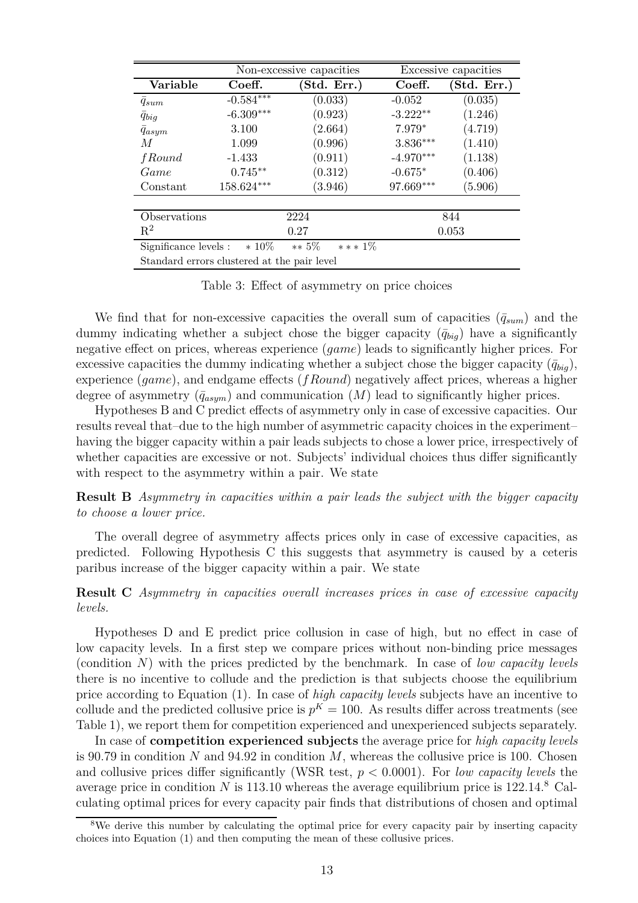| Variable | Non-excessive capacities Coeff. | (Std. Err.) | Excessive capacities Coeff. | (Std. Err.) |
|---|---|---|---|---|
| $\bar{q}_{sum}$ | -0.584*** | (0.033) | -0.052 | (0.035) |
| $\bar{q}_{big}$ | -6.309*** | (0.923) | -3.222** | (1.246) |
| $\bar{q}_{asym}$ | 3.100 | (2.664) | 7.979* | (4.719) |
| $M$ | 1.099 | (0.996) | 3.836*** | (1.410) |
| $fRound$ | -1.433 | (0.911) | -4.970*** | (1.138) |
| $Game$ | 0.745** | (0.312) | -0.675* | (0.406) |
| Constant | 158.624*** | (3.946) | 97.669*** | (5.906) |
| Observations | 2224 | | 844 | |
| $R^2$ | 0.27 | | 0.053 | |

Significance levels : * 10% ** 5% *** 1%

Standard errors clustered at the pair level

Table 3: Effect of asymmetry on price choices

We find that for non-excessive capacities the overall sum of capacities ($\bar{q}_{sum}$) and the dummy indicating whether a subject chose the bigger capacity ($\bar{q}_{big}$) have a significantly negative effect on prices, whereas experience (*game*) leads to significantly higher prices. For excessive capacities the dummy indicating whether a subject chose the bigger capacity ($\bar{q}_{big}$), experience (*game*), and endgame effects ($fRound$) negatively affect prices, whereas a higher degree of asymmetry ($\bar{q}_{asym}$) and communication ($M$) lead to significantly higher prices.

Hypotheses B and C predict effects of asymmetry only in case of excessive capacities. Our results reveal that–due to the high number of asymmetric capacity choices in the experiment–having the bigger capacity within a pair leads subjects to chose a lower price, irrespectively of whether capacities are excessive or not. Subjects' individual choices thus differ significantly with respect to the asymmetry within a pair. We state

**Result B** *Asymmetry in capacities within a pair leads the subject with the bigger capacity to choose a lower price.*

The overall degree of asymmetry affects prices only in case of excessive capacities, as predicted. Following Hypothesis C this suggests that asymmetry is caused by a ceteris paribus increase of the bigger capacity within a pair. We state

**Result C** *Asymmetry in capacities overall increases prices in case of excessive capacity levels.*

Hypotheses D and E predict price collusion in case of high, but no effect in case of low capacity levels. In a first step we compare prices without non-binding price messages (condition $N$) with the prices predicted by the benchmark. In case of *low capacity levels* there is no incentive to collude and the prediction is that subjects choose the equilibrium price according to Equation (1). In case of *high capacity levels* subjects have an incentive to collude and the predicted collusive price is $p^K = 100$. As results differ across treatments (see Table 1), we report them for competition experienced and unexperienced subjects separately.

In case of **competition experienced subjects** the average price for *high capacity levels* is 90.79 in condition $N$ and 94.92 in condition $M$, whereas the collusive price is 100. Chosen and collusive prices differ significantly (WSR test, $p < 0.0001$). For *low capacity levels* the average price in condition $N$ is 113.10 whereas the average equilibrium price is 122.14.[8] Calculating optimal prices for every capacity pair finds that distributions of chosen and optimal

[8] We derive this number by calculating the optimal price for every capacity pair by inserting capacity choices into Equation (1) and then computing the mean of these collusive prices.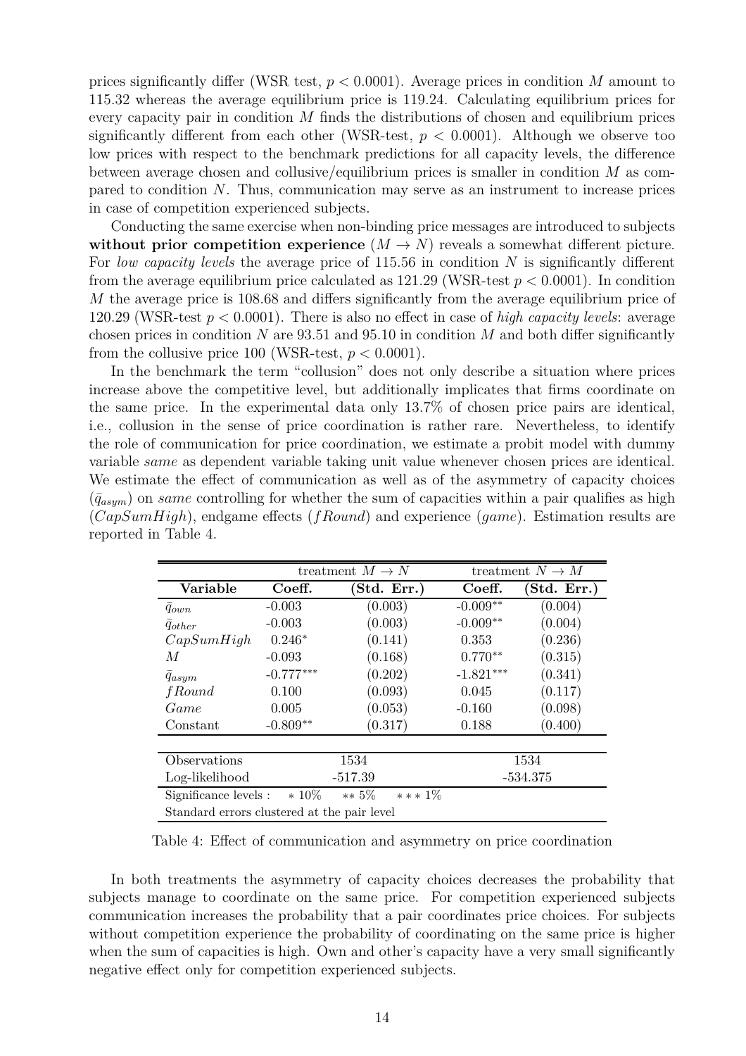prices significantly differ (WSR test, $p < 0.0001$). Average prices in condition $M$ amount to 115.32 whereas the average equilibrium price is 119.24. Calculating equilibrium prices for every capacity pair in condition $M$ finds the distributions of chosen and equilibrium prices significantly different from each other (WSR-test, $p < 0.0001$). Although we observe too low prices with respect to the benchmark predictions for all capacity levels, the difference between average chosen and collusive/equilibrium prices is smaller in condition $M$ as compared to condition $N$. Thus, communication may serve as an instrument to increase prices in case of competition experienced subjects.

Conducting the same exercise when non-binding price messages are introduced to subjects **without prior competition experience** ($M \rightarrow N$) reveals a somewhat different picture. For *low capacity levels* the average price of 115.56 in condition $N$ is significantly different from the average equilibrium price calculated as 121.29 (WSR-test $p < 0.0001$). In condition $M$ the average price is 108.68 and differs significantly from the average equilibrium price of 120.29 (WSR-test $p < 0.0001$). There is also no effect in case of *high capacity levels*: average chosen prices in condition $N$ are 93.51 and 95.10 in condition $M$ and both differ significantly from the collusive price 100 (WSR-test, $p < 0.0001$).

In the benchmark the term "collusion" does not only describe a situation where prices increase above the competitive level, but additionally implicates that firms coordinate on the same price. In the experimental data only 13.7% of chosen price pairs are identical, i.e., collusion in the sense of price coordination is rather rare. Nevertheless, to identify the role of communication for price coordination, we estimate a probit model with dummy variable *same* as dependent variable taking unit value whenever chosen prices are identical. We estimate the effect of communication as well as of the asymmetry of capacity choices ($\bar{q}_{asym}$) on *same* controlling for whether the sum of capacities within a pair qualifies as high ($CapSumHigh$), endgame effects ($fRound$) and experience ($game$). Estimation results are reported in Table 4.

| | treatment $M \rightarrow N$ | | treatment $N \rightarrow M$ | |
|---|---|---|---|---|
| **Variable** | **Coeff.** | **(Std. Err.)** | **Coeff.** | **(Std. Err.)** |
| $\bar{q}_{own}$ | -0.003 | (0.003) | -0.009** | (0.004) |
| $\bar{q}_{other}$ | -0.003 | (0.003) | -0.009** | (0.004) |
| $CapSumHigh$ | 0.246* | (0.141) | 0.353 | (0.236) |
| $M$ | -0.093 | (0.168) | 0.770** | (0.315) |
| $\bar{q}_{asym}$ | -0.777*** | (0.202) | -1.821*** | (0.341) |
| $fRound$ | 0.100 | (0.093) | 0.045 | (0.117) |
| $Game$ | 0.005 | (0.053) | -0.160 | (0.098) |
| Constant | -0.809** | (0.317) | 0.188 | (0.400) |
| Observations | 1534 | | 1534 | |
| Log-likelihood | -517.39 | | -534.375 | |

Significance levels : * 10% ** 5% *** 1%

Standard errors clustered at the pair level

Table 4: Effect of communication and asymmetry on price coordination

In both treatments the asymmetry of capacity choices decreases the probability that subjects manage to coordinate on the same price. For competition experienced subjects communication increases the probability that a pair coordinates price choices. For subjects without competition experience the probability of coordinating on the same price is higher when the sum of capacities is high. Own and other's capacity have a very small significantly negative effect only for competition experienced subjects.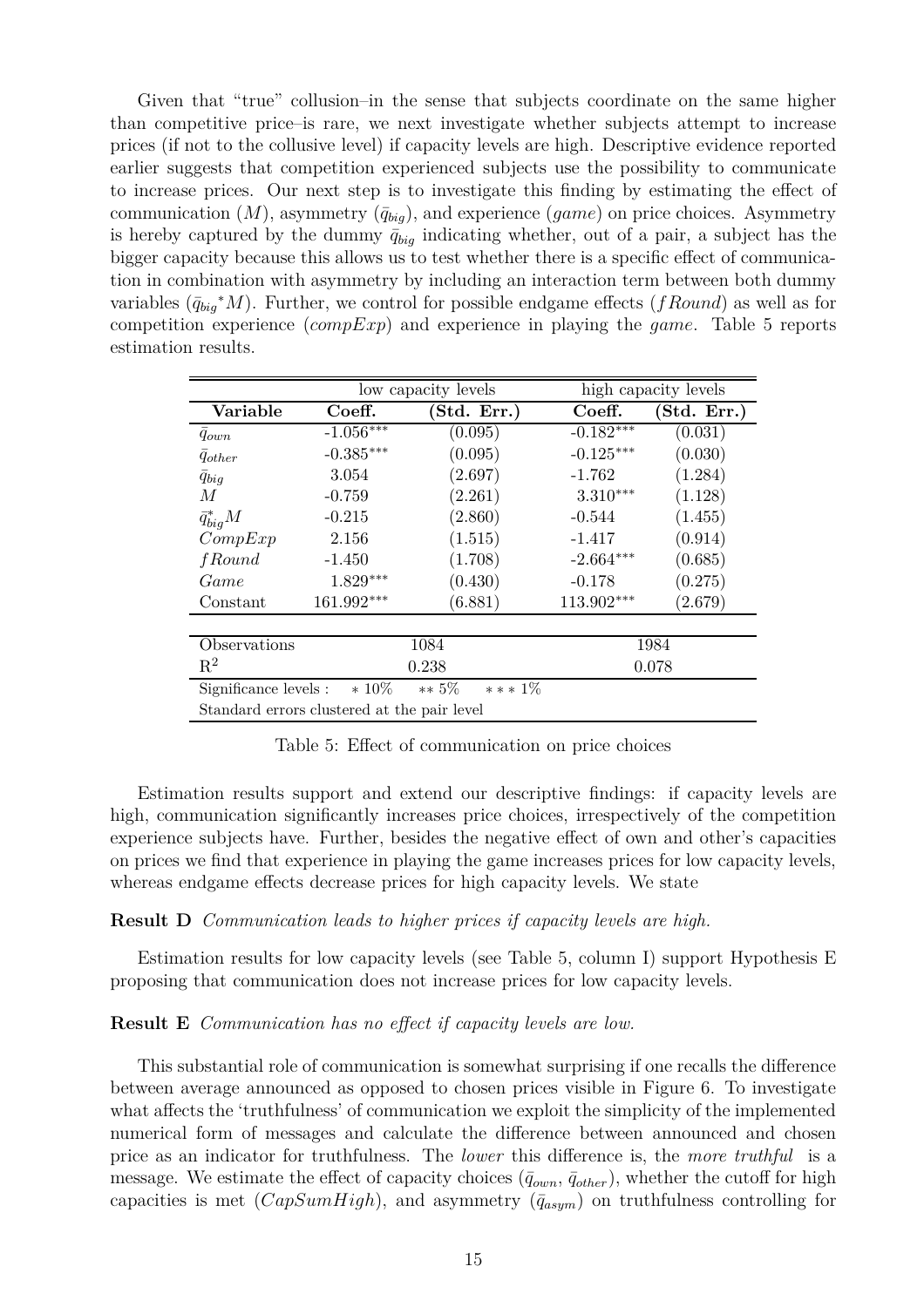Given that "true" collusion–in the sense that subjects coordinate on the same higher than competitive price–is rare, we next investigate whether subjects attempt to increase prices (if not to the collusive level) if capacity levels are high. Descriptive evidence reported earlier suggests that competition experienced subjects use the possibility to communicate to increase prices. Our next step is to investigate this finding by estimating the effect of communication ($M$), asymmetry ($\bar{q}_{big}$), and experience (*game*) on price choices. Asymmetry is hereby captured by the dummy $\bar{q}_{big}$ indicating whether, out of a pair, a subject has the bigger capacity because this allows us to test whether there is a specific effect of communication in combination with asymmetry by including an interaction term between both dummy variables ($\bar{q}_{big}{}^{*}M$). Further, we control for possible endgame effects ($fRound$) as well as for competition experience ($compExp$) and experience in playing the *game*. Table 5 reports estimation results.

| | low capacity levels | | high capacity levels | |
|---|---|---|---|---|
| **Variable** | **Coeff.** | **(Std. Err.)** | **Coeff.** | **(Std. Err.)** |
| $\bar{q}_{own}$ | -1.056*** | (0.095) | -0.182*** | (0.031) |
| $\bar{q}_{other}$ | -0.385*** | (0.095) | -0.125*** | (0.030) |
| $\bar{q}_{big}$ | 3.054 | (2.697) | -1.762 | (1.284) |
| $M$ | -0.759 | (2.261) | 3.310*** | (1.128) |
| $\bar{q}^{*}_{big}M$ | -0.215 | (2.860) | -0.544 | (1.455) |
| $CompExp$ | 2.156 | (1.515) | -1.417 | (0.914) |
| $fRound$ | -1.450 | (1.708) | -2.664*** | (0.685) |
| $Game$ | 1.829*** | (0.430) | -0.178 | (0.275) |
| Constant | 161.992*** | (6.881) | 113.902*** | (2.679) |
| Observations | 1084 | | 1984 | |
| $R^2$ | 0.238 | | 0.078 | |

Significance levels : * 10% ** 5% *** 1%

Standard errors clustered at the pair level

Table 5: Effect of communication on price choices

Estimation results support and extend our descriptive findings: if capacity levels are high, communication significantly increases price choices, irrespectively of the competition experience subjects have. Further, besides the negative effect of own and other's capacities on prices we find that experience in playing the game increases prices for low capacity levels, whereas endgame effects decrease prices for high capacity levels. We state

**Result D** *Communication leads to higher prices if capacity levels are high.*

Estimation results for low capacity levels (see Table 5, column I) support Hypothesis E proposing that communication does not increase prices for low capacity levels.

**Result E** *Communication has no effect if capacity levels are low.*

This substantial role of communication is somewhat surprising if one recalls the difference between average announced as opposed to chosen prices visible in Figure 6. To investigate what affects the 'truthfulness' of communication we exploit the simplicity of the implemented numerical form of messages and calculate the difference between announced and chosen price as an indicator for truthfulness. The *lower* this difference is, the *more truthful* is a message. We estimate the effect of capacity choices ($\bar{q}_{own}$, $\bar{q}_{other}$), whether the cutoff for high capacities is met ($CapSumHigh$), and asymmetry ($\bar{q}_{asym}$) on truthfulness controlling for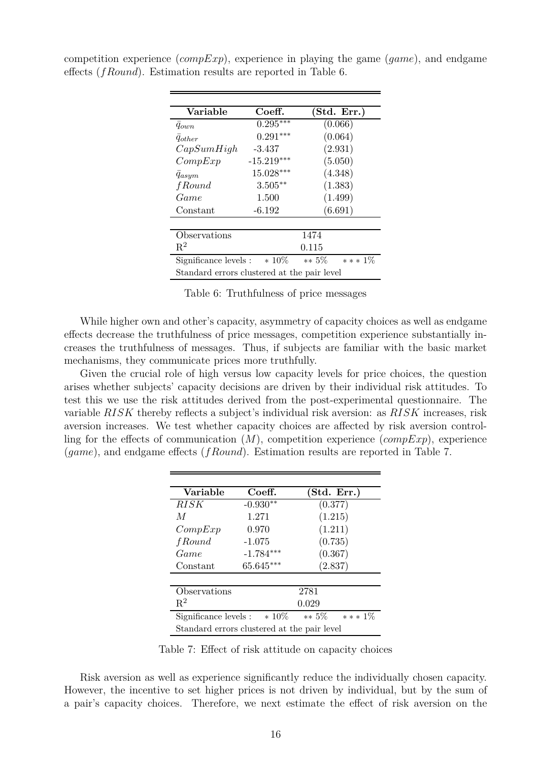competition experience (*compExp*), experience in playing the game (*game*), and endgame effects (*fRound*). Estimation results are reported in Table 6.

| Variable | Coeff. | (Std. Err.) |
|---|---|---|
| $\bar{q}_{own}$ | $0.295^{***}$ | (0.066) |
| $\bar{q}_{other}$ | $0.291^{***}$ | (0.064) |
| $CapSumHigh$ | -3.437 | (2.931) |
| $CompExp$ | $-15.219^{***}$ | (5.050) |
| $\bar{q}_{asym}$ | $15.028^{***}$ | (4.348) |
| $fRound$ | $3.505^{**}$ | (1.383) |
| $Game$ | 1.500 | (1.499) |
| Constant | -6.192 | (6.691) |
| Observations | | 1474 |
| $R^2$ | | 0.115 |
| Significance levels : | $*$ 10% | $**$ 5% $***$ 1% |
| Standard errors clustered at the pair level | | |

Table 6: Truthfulness of price messages

While higher own and other's capacity, asymmetry of capacity choices as well as endgame effects decrease the truthfulness of price messages, competition experience substantially increases the truthfulness of messages. Thus, if subjects are familiar with the basic market mechanisms, they communicate prices more truthfully.

Given the crucial role of high versus low capacity levels for price choices, the question arises whether subjects' capacity decisions are driven by their individual risk attitudes. To test this we use the risk attitudes derived from the post-experimental questionnaire. The variable $RISK$ thereby reflects a subject's individual risk aversion: as $RISK$ increases, risk aversion increases. We test whether capacity choices are affected by risk aversion controlling for the effects of communication ($M$), competition experience (*compExp*), experience (*game*), and endgame effects (*fRound*). Estimation results are reported in Table 7.

| Variable | Coeff. | (Std. Err.) |
|---|---|---|
| $RISK$ | $-0.930^{**}$ | (0.377) |
| $M$ | 1.271 | (1.215) |
| $CompExp$ | 0.970 | (1.211) |
| $fRound$ | -1.075 | (0.735) |
| $Game$ | $-1.784^{***}$ | (0.367) |
| Constant | $65.645^{***}$ | (2.837) |
| Observations | | 2781 |
| $R^2$ | | 0.029 |
| Significance levels : | $*$ 10% | $**$ 5% $***$ 1% |
| Standard errors clustered at the pair level | | |

Table 7: Effect of risk attitude on capacity choices

Risk aversion as well as experience significantly reduce the individually chosen capacity. However, the incentive to set higher prices is not driven by individual, but by the sum of a pair's capacity choices. Therefore, we next estimate the effect of risk aversion on the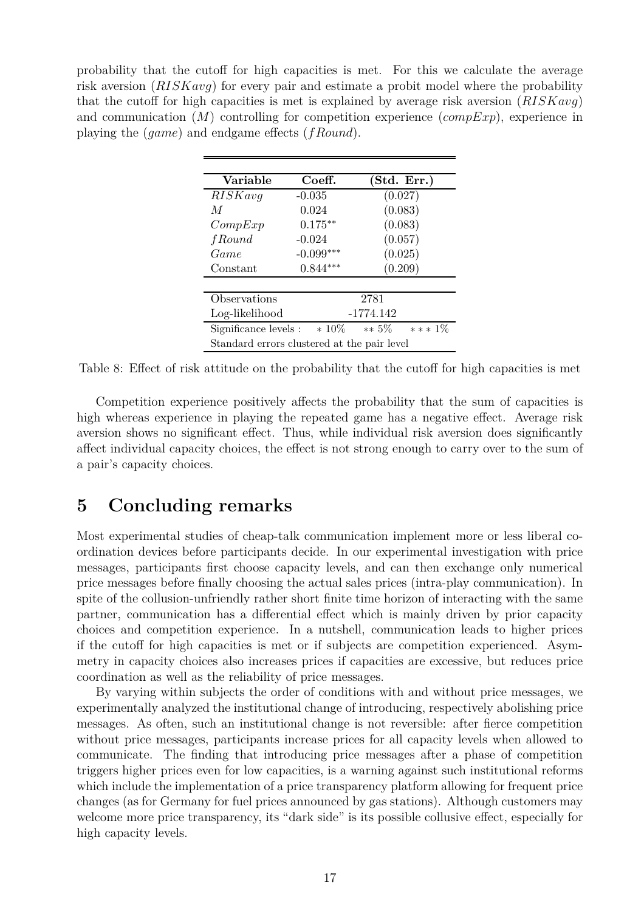probability that the cutoff for high capacities is met. For this we calculate the average risk aversion ($RISKavg$) for every pair and estimate a probit model where the probability that the cutoff for high capacities is met is explained by average risk aversion ($RISKavg$) and communication ($M$) controlling for competition experience ($compExp$), experience in playing the ($game$) and endgame effects ($fRound$).

| Variable | Coeff. | (Std. Err.) |
|---|---|---|
| $RISKavg$ | -0.035 | (0.027) |
| $M$ | 0.024 | (0.083) |
| $CompExp$ | $0.175^{**}$ | (0.083) |
| $fRound$ | -0.024 | (0.057) |
| $Game$ | $-0.099^{***}$ | (0.025) |
| Constant | $0.844^{***}$ | (0.209) |
| Observations | 2781 | |
| Log-likelihood | -1774.142 | |
| Significance levels : | $*$ 10% | $**$ 5% $***$ 1% |
| Standard errors clustered at the pair level | | |

Table 8: Effect of risk attitude on the probability that the cutoff for high capacities is met

Competition experience positively affects the probability that the sum of capacities is high whereas experience in playing the repeated game has a negative effect. Average risk aversion shows no significant effect. Thus, while individual risk aversion does significantly affect individual capacity choices, the effect is not strong enough to carry over to the sum of a pair's capacity choices.

# 5 Concluding remarks

Most experimental studies of cheap-talk communication implement more or less liberal coordination devices before participants decide. In our experimental investigation with price messages, participants first choose capacity levels, and can then exchange only numerical price messages before finally choosing the actual sales prices (intra-play communication). In spite of the collusion-unfriendly rather short finite time horizon of interacting with the same partner, communication has a differential effect which is mainly driven by prior capacity choices and competition experience. In a nutshell, communication leads to higher prices if the cutoff for high capacities is met or if subjects are competition experienced. Asymmetry in capacity choices also increases prices if capacities are excessive, but reduces price coordination as well as the reliability of price messages.

By varying within subjects the order of conditions with and without price messages, we experimentally analyzed the institutional change of introducing, respectively abolishing price messages. As often, such an institutional change is not reversible: after fierce competition without price messages, participants increase prices for all capacity levels when allowed to communicate. The finding that introducing price messages after a phase of competition triggers higher prices even for low capacities, is a warning against such institutional reforms which include the implementation of a price transparency platform allowing for frequent price changes (as for Germany for fuel prices announced by gas stations). Although customers may welcome more price transparency, its "dark side" is its possible collusive effect, especially for high capacity levels.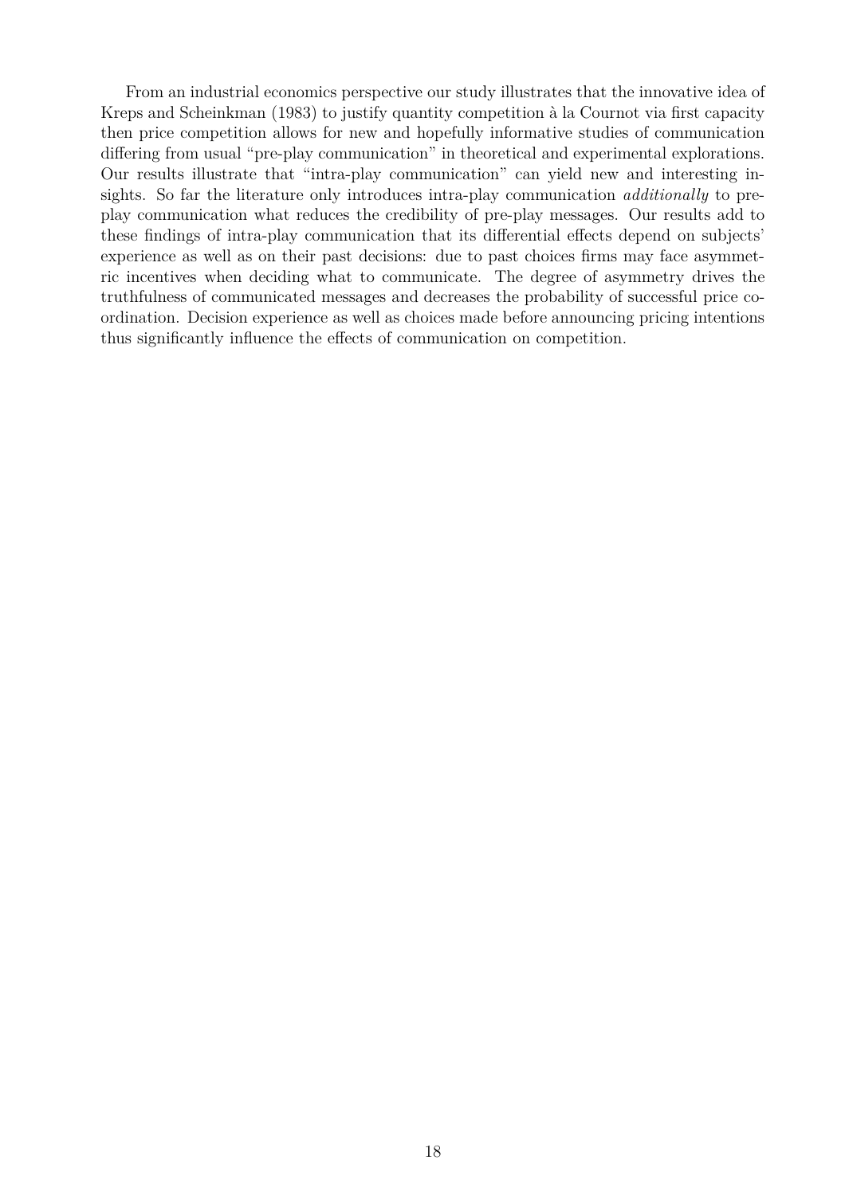From an industrial economics perspective our study illustrates that the innovative idea of Kreps and Scheinkman (1983) to justify quantity competition à la Cournot via first capacity then price competition allows for new and hopefully informative studies of communication differing from usual "pre-play communication" in theoretical and experimental explorations. Our results illustrate that "intra-play communication" can yield new and interesting insights. So far the literature only introduces intra-play communication *additionally* to pre-play communication what reduces the credibility of pre-play messages. Our results add to these findings of intra-play communication that its differential effects depend on subjects' experience as well as on their past decisions: due to past choices firms may face asymmetric incentives when deciding what to communicate. The degree of asymmetry drives the truthfulness of communicated messages and decreases the probability of successful price coordination. Decision experience as well as choices made before announcing pricing intentions thus significantly influence the effects of communication on competition.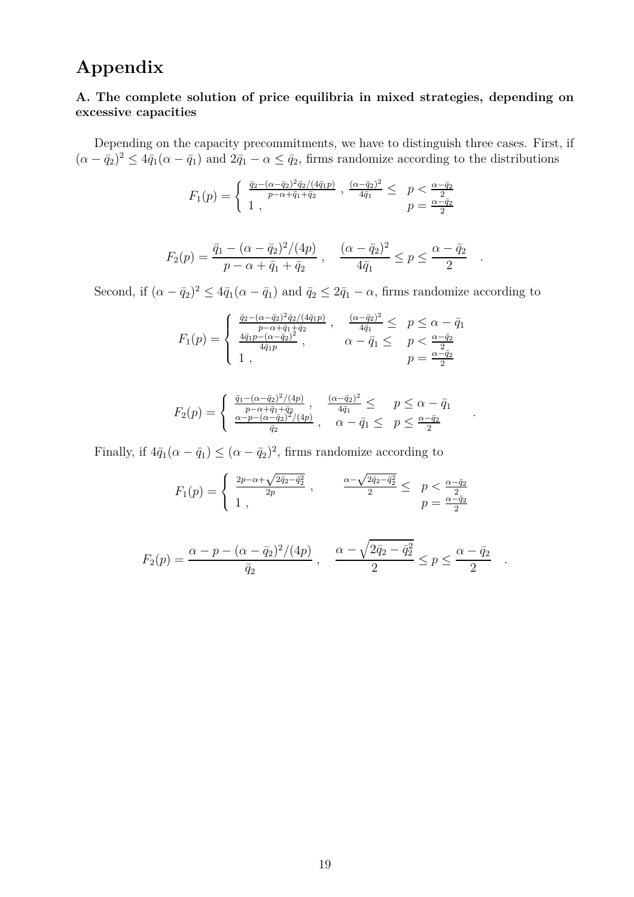# Appendix

### A. The complete solution of price equilibria in mixed strategies, depending on excessive capacities

Depending on the capacity precommitments, we have to distinguish three cases. First, if $(\alpha - \bar{q}_2)^2 \leq 4\bar{q}_1(\alpha - \bar{q}_1)$ and $2\bar{q}_1 - \alpha \leq \bar{q}_2$, firms randomize according to the distributions

$$
F_1(p) = \begin{cases} \frac{\bar{q}_2 - (\alpha - \bar{q}_2)^2 \bar{q}_2 / (4\bar{q}_1 p)}{p - \alpha + \bar{q}_1 + \bar{q}_2} \ , & \frac{(\alpha - \bar{q}_2)^2}{4\bar{q}_1} \leq \quad p < \frac{\alpha - \bar{q}_2}{2} \\ 1 \ , & \qquad\qquad\quad p = \frac{\alpha - \bar{q}_2}{2} \end{cases}
$$

$$
F_2(p) = \frac{\bar{q}_1 - (\alpha - \bar{q}_2)^2/(4p)}{p - \alpha + \bar{q}_1 + \bar{q}_2} \ , \quad \frac{(\alpha - \bar{q}_2)^2}{4\bar{q}_1} \leq p \leq \frac{\alpha - \bar{q}_2}{2} \quad .
$$

Second, if $(\alpha - \bar{q}_2)^2 \leq 4\bar{q}_1(\alpha - \bar{q}_1)$ and $\bar{q}_2 \leq 2\bar{q}_1 - \alpha$, firms randomize according to

$$
F_1(p) = \begin{cases} \frac{\bar{q}_2 - (\alpha - \bar{q}_2)^2 \bar{q}_2 / (4\bar{q}_1 p)}{p - \alpha + \bar{q}_1 + \bar{q}_2} \ , & \frac{(\alpha - \bar{q}_2)^2}{4\bar{q}_1} \leq \quad p \leq \alpha - \bar{q}_1 \\ \frac{4\bar{q}_1 p - (\alpha - \bar{q}_2)^2}{4\bar{q}_1 p} \ , & \alpha - \bar{q}_1 \leq \quad p < \frac{\alpha - \bar{q}_2}{2} \\ 1 \ , & \qquad\qquad\quad p = \frac{\alpha - \bar{q}_2}{2} \end{cases}
$$

$$
F_2(p) = \begin{cases} \frac{\bar{q}_1 - (\alpha - \bar{q}_2)^2/(4p)}{p - \alpha + \bar{q}_1 + \bar{q}_2} \ , & \frac{(\alpha - \bar{q}_2)^2}{4\bar{q}_1} \leq \quad p \leq \alpha - \bar{q}_1 \\ \frac{\alpha - p - (\alpha - \bar{q}_2)^2/(4p)}{\bar{q}_2} \ , & \alpha - \bar{q}_1 \leq \quad p \leq \frac{\alpha - \bar{q}_2}{2} \end{cases} \quad .
$$

Finally, if $4\bar{q}_1(\alpha - \bar{q}_1) \leq (\alpha - \bar{q}_2)^2$, firms randomize according to

$$
F_1(p) = \begin{cases} \frac{2p - \alpha + \sqrt{2\bar{q}_2 - \bar{q}_2^2}}{2p} \ , & \frac{\alpha - \sqrt{2\bar{q}_2 - \bar{q}_2^2}}{2} \leq \quad p < \frac{\alpha - \bar{q}_2}{2} \\ 1 \ , & \qquad\qquad\quad p = \frac{\alpha - \bar{q}_2}{2} \end{cases}
$$

$$
F_2(p) = \frac{\alpha - p - (\alpha - \bar{q}_2)^2/(4p)}{\bar{q}_2} \ , \quad \frac{\alpha - \sqrt{2\bar{q}_2 - \bar{q}_2^2}}{2} \leq p \leq \frac{\alpha - \bar{q}_2}{2} \quad .
$$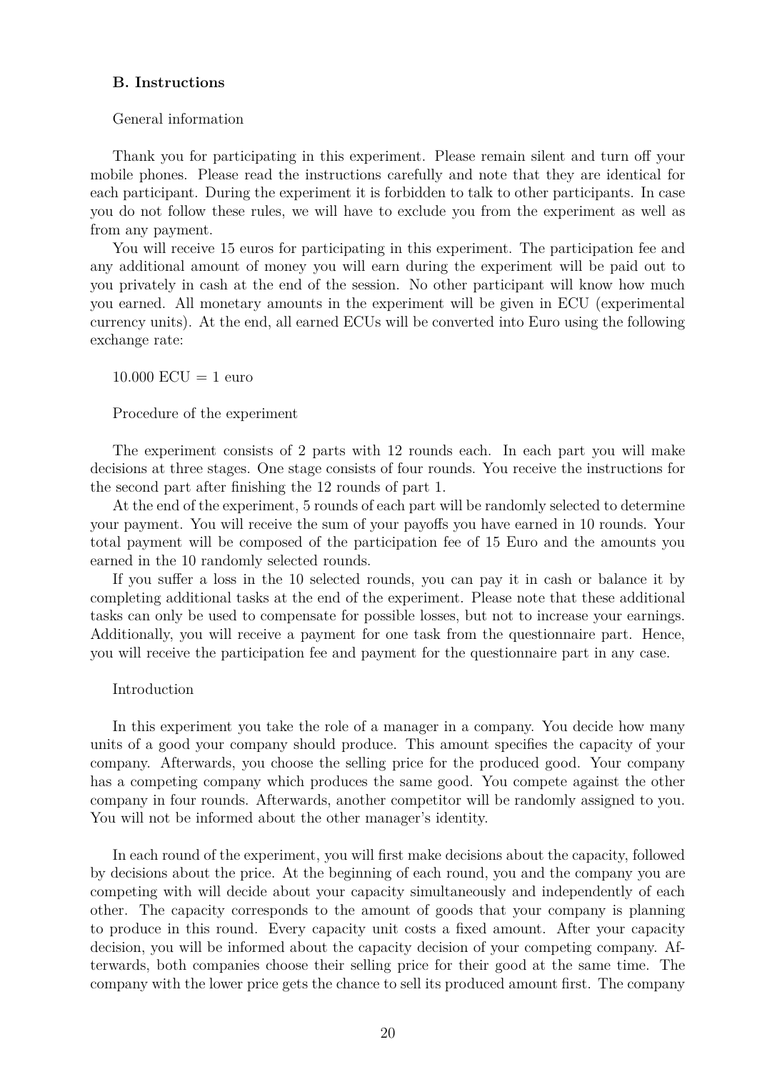### B. Instructions

General information

Thank you for participating in this experiment. Please remain silent and turn off your mobile phones. Please read the instructions carefully and note that they are identical for each participant. During the experiment it is forbidden to talk to other participants. In case you do not follow these rules, we will have to exclude you from the experiment as well as from any payment.

You will receive 15 euros for participating in this experiment. The participation fee and any additional amount of money you will earn during the experiment will be paid out to you privately in cash at the end of the session. No other participant will know how much you earned. All monetary amounts in the experiment will be given in ECU (experimental currency units). At the end, all earned ECUs will be converted into Euro using the following exchange rate:

10.000 ECU = 1 euro

Procedure of the experiment

The experiment consists of 2 parts with 12 rounds each. In each part you will make decisions at three stages. One stage consists of four rounds. You receive the instructions for the second part after finishing the 12 rounds of part 1.

At the end of the experiment, 5 rounds of each part will be randomly selected to determine your payment. You will receive the sum of your payoffs you have earned in 10 rounds. Your total payment will be composed of the participation fee of 15 Euro and the amounts you earned in the 10 randomly selected rounds.

If you suffer a loss in the 10 selected rounds, you can pay it in cash or balance it by completing additional tasks at the end of the experiment. Please note that these additional tasks can only be used to compensate for possible losses, but not to increase your earnings. Additionally, you will receive a payment for one task from the questionnaire part. Hence, you will receive the participation fee and payment for the questionnaire part in any case.

Introduction

In this experiment you take the role of a manager in a company. You decide how many units of a good your company should produce. This amount specifies the capacity of your company. Afterwards, you choose the selling price for the produced good. Your company has a competing company which produces the same good. You compete against the other company in four rounds. Afterwards, another competitor will be randomly assigned to you. You will not be informed about the other manager's identity.

In each round of the experiment, you will first make decisions about the capacity, followed by decisions about the price. At the beginning of each round, you and the company you are competing with will decide about your capacity simultaneously and independently of each other. The capacity corresponds to the amount of goods that your company is planning to produce in this round. Every capacity unit costs a fixed amount. After your capacity decision, you will be informed about the capacity decision of your competing company. Afterwards, both companies choose their selling price for their good at the same time. The company with the lower price gets the chance to sell its produced amount first. The company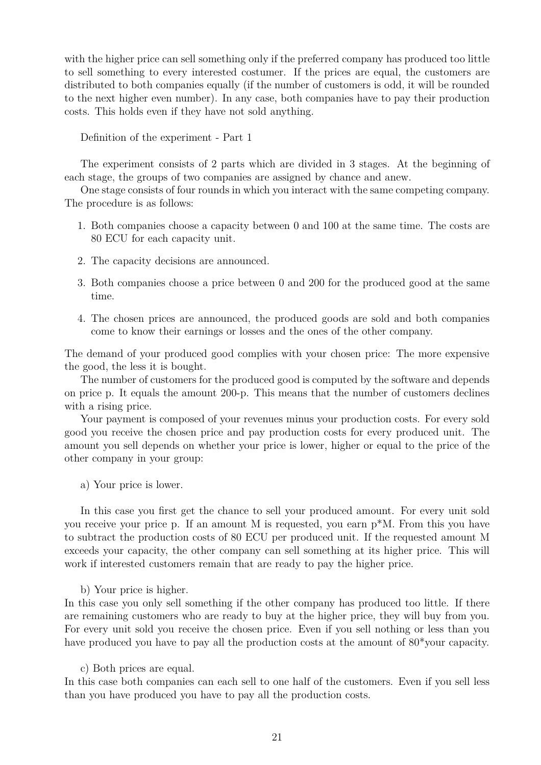with the higher price can sell something only if the preferred company has produced too little to sell something to every interested costumer. If the prices are equal, the customers are distributed to both companies equally (if the number of customers is odd, it will be rounded to the next higher even number). In any case, both companies have to pay their production costs. This holds even if they have not sold anything.

Definition of the experiment - Part 1

The experiment consists of 2 parts which are divided in 3 stages. At the beginning of each stage, the groups of two companies are assigned by chance and anew.

One stage consists of four rounds in which you interact with the same competing company. The procedure is as follows:

1. Both companies choose a capacity between 0 and 100 at the same time. The costs are 80 ECU for each capacity unit.
2. The capacity decisions are announced.
3. Both companies choose a price between 0 and 200 for the produced good at the same time.
4. The chosen prices are announced, the produced goods are sold and both companies come to know their earnings or losses and the ones of the other company.

The demand of your produced good complies with your chosen price: The more expensive the good, the less it is bought.

The number of customers for the produced good is computed by the software and depends on price p. It equals the amount 200-p. This means that the number of customers declines with a rising price.

Your payment is composed of your revenues minus your production costs. For every sold good you receive the chosen price and pay production costs for every produced unit. The amount you sell depends on whether your price is lower, higher or equal to the price of the other company in your group:

a) Your price is lower.

In this case you first get the chance to sell your produced amount. For every unit sold you receive your price p. If an amount M is requested, you earn p*M. From this you have to subtract the production costs of 80 ECU per produced unit. If the requested amount M exceeds your capacity, the other company can sell something at its higher price. This will work if interested customers remain that are ready to pay the higher price.

b) Your price is higher.
In this case you only sell something if the other company has produced too little. If there are remaining customers who are ready to buy at the higher price, they will buy from you. For every unit sold you receive the chosen price. Even if you sell nothing or less than you have produced you have to pay all the production costs at the amount of 80*your capacity.

c) Both prices are equal.
In this case both companies can each sell to one half of the customers. Even if you sell less than you have produced you have to pay all the production costs.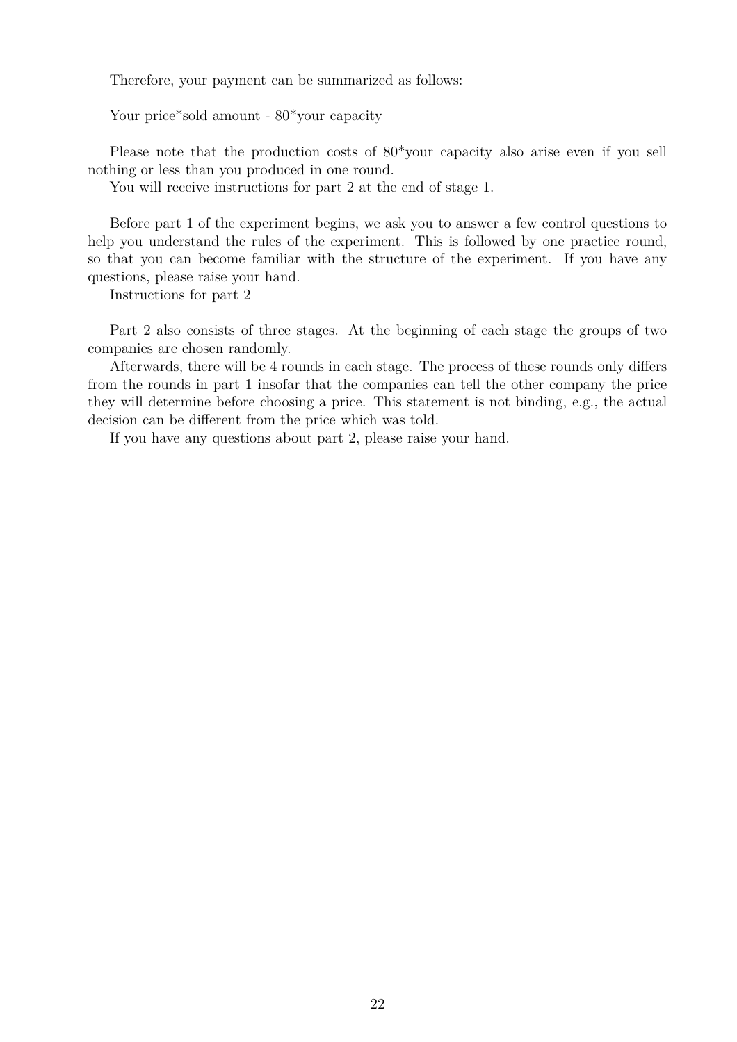Therefore, your payment can be summarized as follows:

Your price*sold amount - 80*your capacity

Please note that the production costs of 80*your capacity also arise even if you sell nothing or less than you produced in one round.

You will receive instructions for part 2 at the end of stage 1.

Before part 1 of the experiment begins, we ask you to answer a few control questions to help you understand the rules of the experiment. This is followed by one practice round, so that you can become familiar with the structure of the experiment. If you have any questions, please raise your hand.

Instructions for part 2

Part 2 also consists of three stages. At the beginning of each stage the groups of two companies are chosen randomly.

Afterwards, there will be 4 rounds in each stage. The process of these rounds only differs from the rounds in part 1 insofar that the companies can tell the other company the price they will determine before choosing a price. This statement is not binding, e.g., the actual decision can be different from the price which was told.

If you have any questions about part 2, please raise your hand.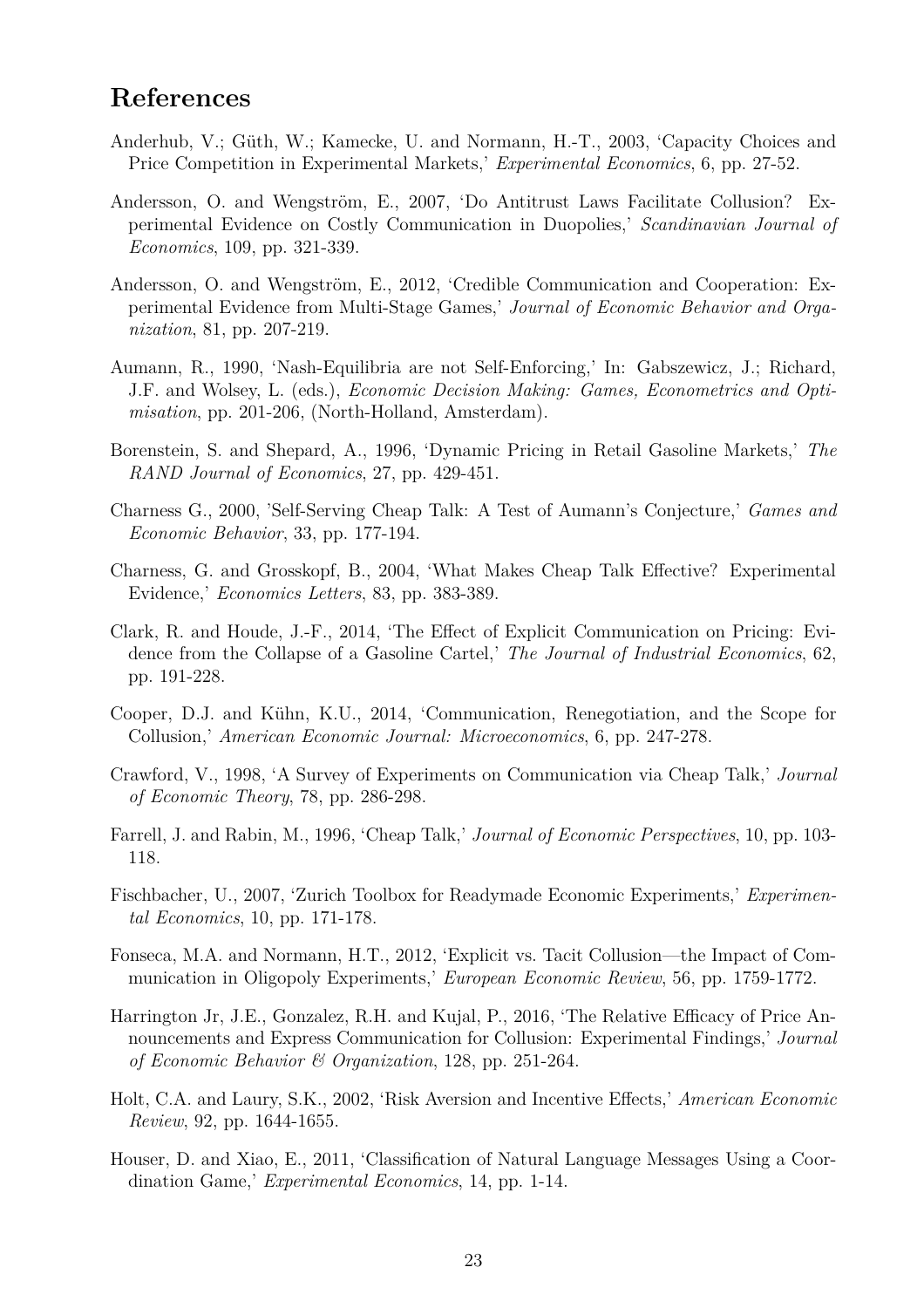## References

Anderhub, V.; Güth, W.; Kamecke, U. and Normann, H.-T., 2003, 'Capacity Choices and Price Competition in Experimental Markets,' *Experimental Economics*, 6, pp. 27-52.

Andersson, O. and Wengström, E., 2007, 'Do Antitrust Laws Facilitate Collusion? Experimental Evidence on Costly Communication in Duopolies,' *Scandinavian Journal of Economics*, 109, pp. 321-339.

Andersson, O. and Wengström, E., 2012, 'Credible Communication and Cooperation: Experimental Evidence from Multi-Stage Games,' *Journal of Economic Behavior and Organization*, 81, pp. 207-219.

Aumann, R., 1990, 'Nash-Equilibria are not Self-Enforcing,' In: Gabszewicz, J.; Richard, J.F. and Wolsey, L. (eds.), *Economic Decision Making: Games, Econometrics and Optimisation*, pp. 201-206, (North-Holland, Amsterdam).

Borenstein, S. and Shepard, A., 1996, 'Dynamic Pricing in Retail Gasoline Markets,' *The RAND Journal of Economics*, 27, pp. 429-451.

Charness G., 2000, 'Self-Serving Cheap Talk: A Test of Aumann's Conjecture,' *Games and Economic Behavior*, 33, pp. 177-194.

Charness, G. and Grosskopf, B., 2004, 'What Makes Cheap Talk Effective? Experimental Evidence,' *Economics Letters*, 83, pp. 383-389.

Clark, R. and Houde, J.-F., 2014, 'The Effect of Explicit Communication on Pricing: Evidence from the Collapse of a Gasoline Cartel,' *The Journal of Industrial Economics*, 62, pp. 191-228.

Cooper, D.J. and Kühn, K.U., 2014, 'Communication, Renegotiation, and the Scope for Collusion,' *American Economic Journal: Microeconomics*, 6, pp. 247-278.

Crawford, V., 1998, 'A Survey of Experiments on Communication via Cheap Talk,' *Journal of Economic Theory*, 78, pp. 286-298.

Farrell, J. and Rabin, M., 1996, 'Cheap Talk,' *Journal of Economic Perspectives*, 10, pp. 103-118.

Fischbacher, U., 2007, 'Zurich Toolbox for Readymade Economic Experiments,' *Experimental Economics*, 10, pp. 171-178.

Fonseca, M.A. and Normann, H.T., 2012, 'Explicit vs. Tacit Collusion—the Impact of Communication in Oligopoly Experiments,' *European Economic Review*, 56, pp. 1759-1772.

Harrington Jr, J.E., Gonzalez, R.H. and Kujal, P., 2016, 'The Relative Efficacy of Price Announcements and Express Communication for Collusion: Experimental Findings,' *Journal of Economic Behavior & Organization*, 128, pp. 251-264.

Holt, C.A. and Laury, S.K., 2002, 'Risk Aversion and Incentive Effects,' *American Economic Review*, 92, pp. 1644-1655.

Houser, D. and Xiao, E., 2011, 'Classification of Natural Language Messages Using a Coordination Game,' *Experimental Economics*, 14, pp. 1-14.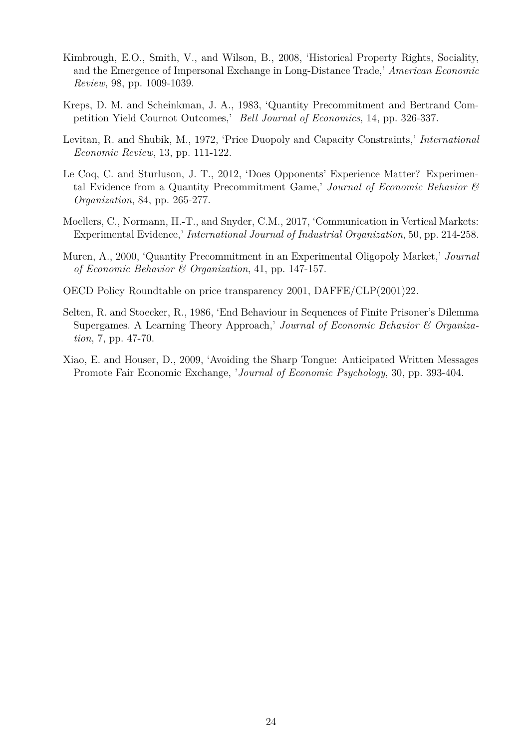Kimbrough, E.O., Smith, V., and Wilson, B., 2008, 'Historical Property Rights, Sociality, and the Emergence of Impersonal Exchange in Long-Distance Trade,' *American Economic Review*, 98, pp. 1009-1039.

Kreps, D. M. and Scheinkman, J. A., 1983, 'Quantity Precommitment and Bertrand Competition Yield Cournot Outcomes,' *Bell Journal of Economics*, 14, pp. 326-337.

Levitan, R. and Shubik, M., 1972, 'Price Duopoly and Capacity Constraints,' *International Economic Review*, 13, pp. 111-122.

Le Coq, C. and Sturluson, J. T., 2012, 'Does Opponents' Experience Matter? Experimental Evidence from a Quantity Precommitment Game,' *Journal of Economic Behavior & Organization*, 84, pp. 265-277.

Moellers, C., Normann, H.-T., and Snyder, C.M., 2017, 'Communication in Vertical Markets: Experimental Evidence,' *International Journal of Industrial Organization*, 50, pp. 214-258.

Muren, A., 2000, 'Quantity Precommitment in an Experimental Oligopoly Market,' *Journal of Economic Behavior & Organization*, 41, pp. 147-157.

OECD Policy Roundtable on price transparency 2001, DAFFE/CLP(2001)22.

Selten, R. and Stoecker, R., 1986, 'End Behaviour in Sequences of Finite Prisoner's Dilemma Supergames. A Learning Theory Approach,' *Journal of Economic Behavior & Organization*, 7, pp. 47-70.

Xiao, E. and Houser, D., 2009, 'Avoiding the Sharp Tongue: Anticipated Written Messages Promote Fair Economic Exchange, '*Journal of Economic Psychology*, 30, pp. 393-404.